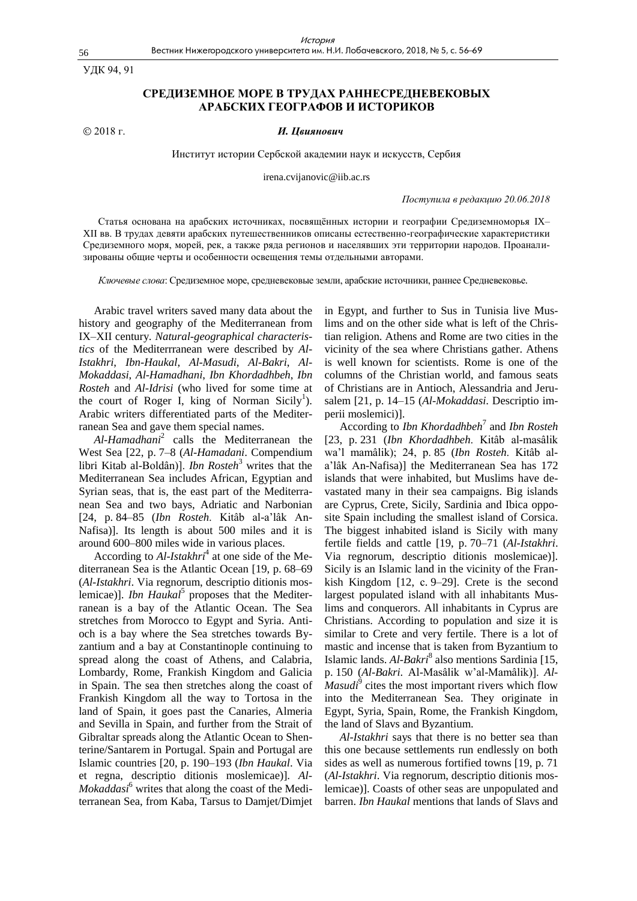УДК 94, 91

# СРЕДИЗЕМНОЕ МОРЕ В ТРУДАХ РАННЕСРЕДНЕВЕКОВЫХ АРАБСКИХ ГЕОГРАФОВ И ИСТОРИКОВ

© 2018 г. ***И. Цвиянович***

Институт истории Сербской академии наук и искусств, Сербия

irena.cvijanovic@iib.ac.rs

*Поступила в редакцию 20.06.2018*

Статья основана на арабских источниках, посвящённых истории и географии Средиземноморья IX–XII вв. В трудах девяти арабских путешественников описаны естественно-географические характеристики Средиземного моря, морей, рек, а также ряда регионов и населявших эти территории народов. Проанализированы общие черты и особенности освещения темы отдельными авторами.

*Ключевые слова*: Средиземное море, средневековые земли, арабские источники, раннее Средневековье.

Arabic travel writers saved many data about the history and geography of the Mediterranean from IX–XII century. *Natural-geographical characteristics* of the Mediterrranean were described by *Al-Istakhri*, *Ibn-Haukal*, *Al-Masudi*, *Al-Bakri*, *Al-Mokaddasi*, *Al-Hamadhani*, *Ibn Khordadhbeh*, *Ibn Rosteh* and *Al-Idrisi* (who lived for some time at the court of Roger I, king of Norman Sicily[1]). Arabic writers differentiated parts of the Mediterranean Sea and gave them special names.

*Al-Hamadhani*[2] calls the Mediterranean the West Sea [22, p. 7–8 (*Al-Hamadani*. Compendium libri Kitab al-Boldân)]. *Ibn Rosteh*[3] writes that the Mediterranean Sea includes African, Egyptian and Syrian seas, that is, the east part of the Mediterranean Sea and two bays, Adriatic and Narbonian [24, p. 84–85 (*Ibn Rosteh*. Kitâb al-a'lâk An-Nafisa)]. Its length is about 500 miles and it is around 600–800 miles wide in various places.

According to *Al-Istakhri*[4] at one side of the Mediterranean Sea is the Atlantic Ocean [19, p. 68–69 (*Al-Istakhri*. Via regnorum, descriptio ditionis moslemicae)]. *Ibn Haukal*[5] proposes that the Mediterranean is a bay of the Atlantic Ocean. The Sea stretches from Morocco to Egypt and Syria. Antioch is a bay where the Sea stretches towards Byzantium and a bay at Constantinople continuing to spread along the coast of Athens, and Calabria, Lombardy, Rome, Frankish Kingdom and Galicia in Spain. The sea then stretches along the coast of Frankish Kingdom all the way to Tortosa in the land of Spain, it goes past the Canaries, Almeria and Sevilla in Spain, and further from the Strait of Gibraltar spreads along the Atlantic Ocean to Shenterine/Santarem in Portugal. Spain and Portugal are Islamic countries [20, p. 190–193 (*Ibn Haukal*. Via et regna, descriptio ditionis moslemicae)]. *Al-Mokaddasi*[6] writes that along the coast of the Mediterranean Sea, from Kaba, Tarsus to Damjet/Dimjet in Egypt, and further to Sus in Tunisia live Muslims and on the other side what is left of the Christian religion. Athens and Rome are two cities in the vicinity of the sea where Christians gather. Athens is well known for scientists. Rome is one of the columns of the Christian world, and famous seats of Christians are in Antioch, Alessandria and Jerusalem [21, p. 14–15 (*Al-Mokaddasi*. Descriptio imperii moslemici)].

According to *Ibn Khordadhbeh*[7] and *Ibn Rosteh* [23, p. 231 (*Ibn Khordadhbeh*. Kitâb al-masâlik wa'l mamâlik); 24, p. 85 (*Ibn Rosteh*. Kitâb al-a'lâk An-Nafisa)] the Mediterranean Sea has 172 islands that were inhabited, but Muslims have devastated many in their sea campaigns. Big islands are Cyprus, Crete, Sicily, Sardinia and Ibica opposite Spain including the smallest island of Corsica. The biggest inhabited island is Sicily with many fertile fields and cattle [19, p. 70–71 (*Al-Istakhri*. Via regnorum, descriptio ditionis moslemicae)]. Sicily is an Islamic land in the vicinity of the Frankish Kingdom [12, c. 9–29]. Crete is the second largest populated island with all inhabitants Muslims and conquerors. All inhabitants in Cyprus are Christians. According to population and size it is similar to Crete and very fertile. There is a lot of mastic and incense that is taken from Byzantium to Islamic lands. *Al-Bakri*[8] also mentions Sardinia [15, p. 150 (*Al-Bakri*. Al-Masâlik w'al-Mamâlik)]. *Al-Masudi*[9] cites the most important rivers which flow into the Mediterranean Sea. They originate in Egypt, Syria, Spain, Rome, the Frankish Kingdom, the land of Slavs and Byzantium.

*Al-Istakhri* says that there is no better sea than this one because settlements run endlessly on both sides as well as numerous fortified towns [19, p. 71 (*Al-Istakhri*. Via regnorum, descriptio ditionis moslemicae)]. Coasts of other seas are unpopulated and barren. *Ibn Haukal* mentions that lands of Slavs and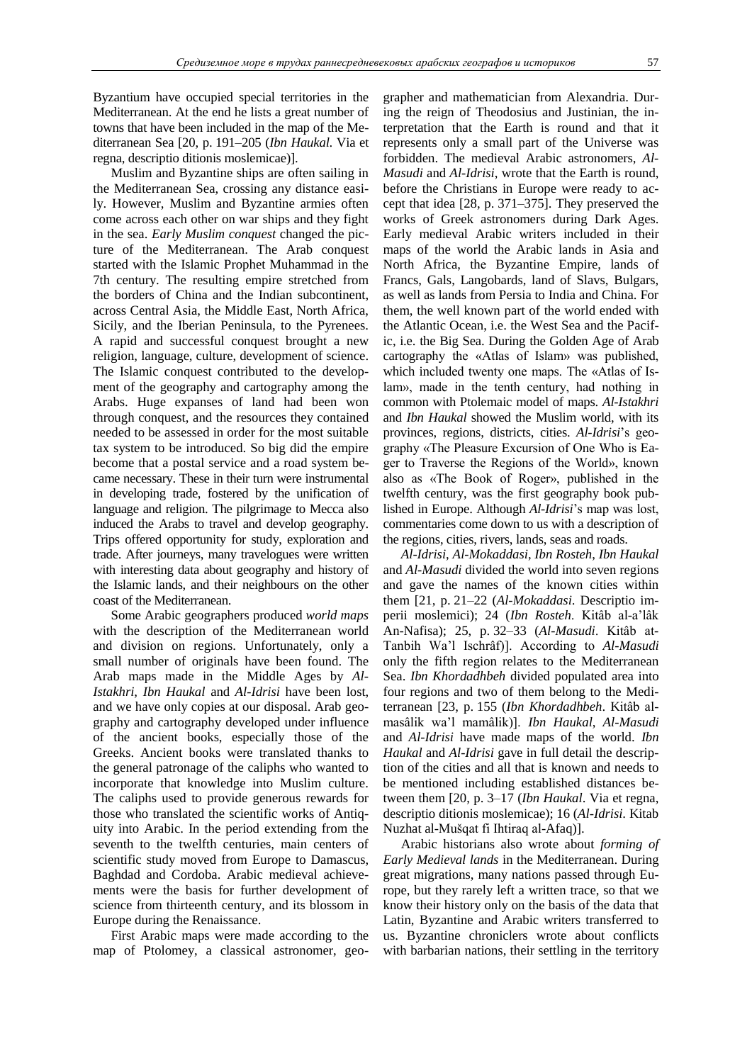Byzantium have occupied special territories in the Mediterranean. At the end he lists a great number of towns that have been included in the map of the Mediterranean Sea [20, p. 191–205 (*Ibn Haukal.* Via et regna, descriptio ditionis moslemicae)].

Muslim and Byzantine ships are often sailing in the Mediterranean Sea, crossing any distance easily. However, Muslim and Byzantine armies often come across each other on war ships and they fight in the sea. *Early Muslim conquest* changed the picture of the Mediterranean. The Arab conquest started with the Islamic Prophet Muhammad in the 7th century. The resulting empire stretched from the borders of China and the Indian subcontinent, across Central Asia, the Middle East, North Africa, Sicily, and the Iberian Peninsula, to the Pyrenees. A rapid and successful conquest brought a new religion, language, culture, development of science. The Islamic conquest contributed to the development of the geography and cartography among the Arabs. Huge expanses of land had been won through conquest, and the resources they contained needed to be assessed in order for the most suitable tax system to be introduced. So big did the empire become that a postal service and a road system became necessary. These in their turn were instrumental in developing trade, fostered by the unification of language and religion. The pilgrimage to Mecca also induced the Arabs to travel and develop geography. Trips offered opportunity for study, exploration and trade. After journeys, many travelogues were written with interesting data about geography and history of the Islamic lands, and their neighbours on the other coast of the Mediterranean.

Some Arabic geographers produced *world maps* with the description of the Mediterranean world and division on regions. Unfortunately, only a small number of originals have been found. The Arab maps made in the Middle Ages by *Al-Istakhri*, *Ibn Haukal* and *Al-Idrisi* have been lost, and we have only copies at our disposal. Arab geography and cartography developed under influence of the ancient books, especially those of the Greeks. Ancient books were translated thanks to the general patronage of the caliphs who wanted to incorporate that knowledge into Muslim culture. The caliphs used to provide generous rewards for those who translated the scientific works of Antiquity into Arabic. In the period extending from the seventh to the twelfth centuries, main centers of scientific study moved from Europe to Damascus, Baghdad and Cordoba. Arabic medieval achievements were the basis for further development of science from thirteenth century, and its blossom in Europe during the Renaissance.

First Arabic maps were made according to the map of Ptolomey, a classical astronomer, geographer and mathematician from Alexandria. During the reign of Theodosius and Justinian, the interpretation that the Earth is round and that it represents only a small part of the Universe was forbidden. The medieval Arabic astronomers, *Al-Masudi* and *Al-Idrisi*, wrote that the Earth is round, before the Christians in Europe were ready to accept that idea [28, p. 371–375]. They preserved the works of Greek astronomers during Dark Ages. Early medieval Arabic writers included in their maps of the world the Arabic lands in Asia and North Africa, the Byzantine Empire, lands of Francs, Gals, Langobards, land of Slavs, Bulgars, as well as lands from Persia to India and China. For them, the well known part of the world ended with the Atlantic Ocean, i.e. the West Sea and the Pacific, i.e. the Big Sea. During the Golden Age of Arab cartography the «Atlas of Islam» was published, which included twenty one maps. The «Atlas of Islam», made in the tenth century, had nothing in common with Ptolemaic model of maps. *Al-Istakhri* and *Ibn Haukal* showed the Muslim world, with its provinces, regions, districts, cities. *Al-Idrisi*'s geography «The Pleasure Excursion of One Who is Eager to Traverse the Regions of the World», known also as «The Book of Roger», published in the twelfth century, was the first geography book published in Europe. Although *Al-Idrisi*'s map was lost, commentaries come down to us with a description of the regions, cities, rivers, lands, seas and roads.

*Al-Idrisi*, *Al-Mokaddasi*, *Ibn Rosteh*, *Ibn Haukal* and *Al-Masudi* divided the world into seven regions and gave the names of the known cities within them [21, p. 21–22 (*Al-Mokaddasi.* Descriptio imperii moslemici); 24 (*Ibn Rosteh.* Kitâb al-a'lâk An-Nafisa); 25, p. 32–33 (*Al-Masudi.* Kitâb at-Tanbih Wa'l Ischrâf)]. According to *Al-Masudi* only the fifth region relates to the Mediterranean Sea. *Ibn Khordadhbeh* divided populated area into four regions and two of them belong to the Mediterranean [23, p. 155 (*Ibn Khordadhbeh.* Kitâb al-masâlik wa'l mamâlik)]. *Ibn Haukal*, *Al-Masudi* and *Al-Idrisi* have made maps of the world. *Ibn Haukal* and *Al-Idrisi* gave in full detail the description of the cities and all that is known and needs to be mentioned including established distances between them [20, p. 3–17 (*Ibn Haukal.* Via et regna, descriptio ditionis moslemicae); 16 (*Al-Idrisi.* Kitab Nuzhat al-Mušqat fi Ihtiraq al-Afaq)].

Arabic historians also wrote about *forming of Early Medieval lands* in the Mediterranean. During great migrations, many nations passed through Europe, but they rarely left a written trace, so that we know their history only on the basis of the data that Latin, Byzantine and Arabic writers transferred to us. Byzantine chroniclers wrote about conflicts with barbarian nations, their settling in the territory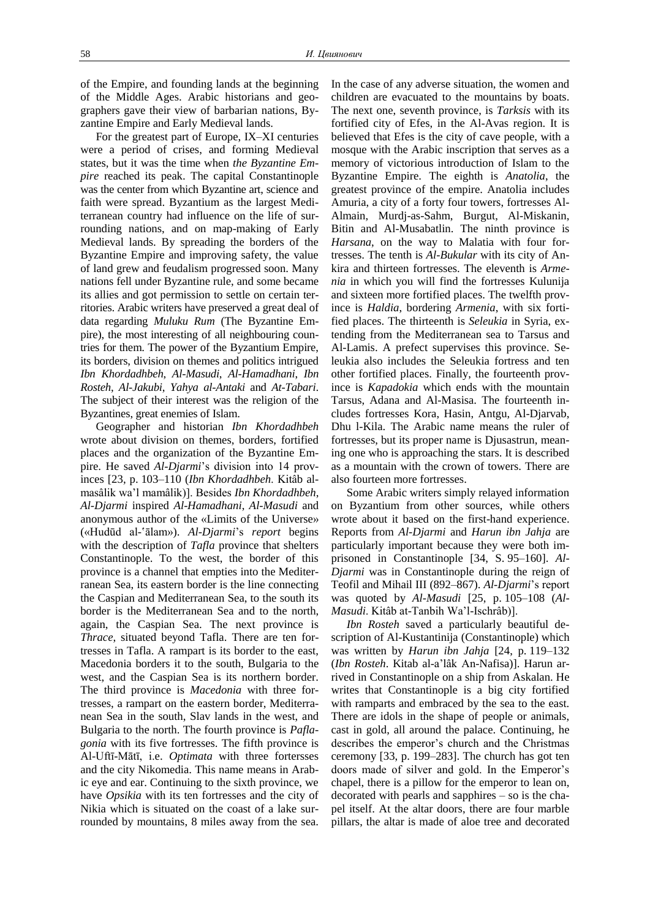of the Empire, and founding lands at the beginning of the Middle Ages. Arabic historians and geographers gave their view of barbarian nations, Byzantine Empire and Early Medieval lands.

For the greatest part of Europe, IX–XI centuries were a period of crises, and forming Medieval states, but it was the time when *the Byzantine Empire* reached its peak. The capital Constantinople was the center from which Byzantine art, science and faith were spread. Byzantium as the largest Mediterranean country had influence on the life of surrounding nations, and on map-making of Early Medieval lands. By spreading the borders of the Byzantine Empire and improving safety, the value of land grew and feudalism progressed soon. Many nations fell under Byzantine rule, and some became its allies and got permission to settle on certain territories. Arabic writers have preserved a great deal of data regarding *Muluku Rum* (The Byzantine Empire), the most interesting of all neighbouring countries for them. The power of the Byzantium Empire, its borders, division on themes and politics intrigued *Ibn Khordadhbeh*, *Al-Masudi*, *Al-Hamadhani*, *Ibn Rosteh*, *Al-Jakubi*, *Yahya al-Antaki* and *At-Tabari*. The subject of their interest was the religion of the Byzantines, great enemies of Islam.

Geographer and historian *Ibn Khordadhbeh* wrote about division on themes, borders, fortified places and the organization of the Byzantine Empire. He saved *Al-Djarmi*'s division into 14 provinces [23, p. 103–110 (*Ibn Khordadhbeh*. Kitâb al-masâlik wa'l mamâlik)]. Besides *Ibn Khordadhbeh*, *Al-Djarmi* inspired *Al-Hamadhani*, *Al-Masudi* and anonymous author of the «Limits of the Universe» («Hudūd al-ʿālam»). *Al-Djarmi*'s *report* begins with the description of *Tafla* province that shelters Constantinople. To the west, the border of this province is a channel that empties into the Mediterranean Sea, its eastern border is the line connecting the Caspian and Mediterranean Sea, to the south its border is the Mediterranean Sea and to the north, again, the Caspian Sea. The next province is *Thrace*, situated beyond Tafla. There are ten fortresses in Tafla. A rampart is its border to the east, Macedonia borders it to the south, Bulgaria to the west, and the Caspian Sea is its northern border. The third province is *Macedonia* with three fortresses, a rampart on the eastern border, Mediterranean Sea in the south, Slav lands in the west, and Bulgaria to the north. The fourth province is *Paflagonia* with its five fortresses. The fifth province is Al-Uftī-Mātī, i.e. *Optimata* with three fortersses and the city Nikomedia. This name means in Arabic eye and ear. Continuing to the sixth province, we have *Opsikia* with its ten fortresses and the city of Nikia which is situated on the coast of a lake surrounded by mountains, 8 miles away from the sea. In the case of any adverse situation, the women and children are evacuated to the mountains by boats. The next one, seventh province, is *Tarksis* with its fortified city of Efes, in the Al-Avas region. It is believed that Efes is the city of cave people, with a mosque with the Arabic inscription that serves as a memory of victorious introduction of Islam to the Byzantine Empire. The eighth is *Anatolia*, the greatest province of the empire. Anatolia includes Amuria, a city of a forty four towers, fortresses Al-Almain, Murdj-as-Sahm, Burgut, Al-Miskanin, Bitin and Al-Musabatlin. The ninth province is *Harsana*, on the way to Malatia with four fortresses. The tenth is *Al-Bukular* with its city of Ankira and thirteen fortresses. The eleventh is *Armenia* in which you will find the fortresses Kulunija and sixteen more fortified places. The twelfth province is *Haldia*, bordering *Armenia*, with six fortified places. The thirteenth is *Seleukia* in Syria, extending from the Mediterranean sea to Tarsus and Al-Lamis. A prefect supervises this province. Seleukia also includes the Seleukia fortress and ten other fortified places. Finally, the fourteenth province is *Kapadokia* which ends with the mountain Tarsus, Adana and Al-Masisa. The fourteenth includes fortresses Kora, Hasin, Antgu, Al-Djarvab, Dhu l-Kila. The Arabic name means the ruler of fortresses, but its proper name is Djusastrun, meaning one who is approaching the stars. It is described as a mountain with the crown of towers. There are also fourteen more fortresses.

Some Arabic writers simply relayed information on Byzantium from other sources, while others wrote about it based on the first-hand experience. Reports from *Al-Djarmi* and *Harun ibn Jahja* are particularly important because they were both imprisoned in Constantinople [34, S. 95–160]. *Al-Djarmi* was in Constantinople during the reign of Teofil and Mihail III (892–867). *Al-Djarmi*'s report was quoted by *Al-Masudi* [25, p. 105–108 (*Al-Masudi*. Kitâb at-Tanbih Wa'l-Ischrâb)].

*Ibn Rosteh* saved a particularly beautiful description of Al-Kustantinija (Constantinople) which was written by *Harun ibn Jahja* [24, p. 119–132 (*Ibn Rosteh*. Kitab al-a'lâk An-Nafisa)]. Harun arrived in Constantinople on a ship from Askalan. He writes that Constantinople is a big city fortified with ramparts and embraced by the sea to the east. There are idols in the shape of people or animals, cast in gold, all around the palace. Continuing, he describes the emperor's church and the Christmas ceremony [33, p. 199–283]. The church has got ten doors made of silver and gold. In the Emperor's chapel, there is a pillow for the emperor to lean on, decorated with pearls and sapphires – so is the chapel itself. At the altar doors, there are four marble pillars, the altar is made of aloe tree and decorated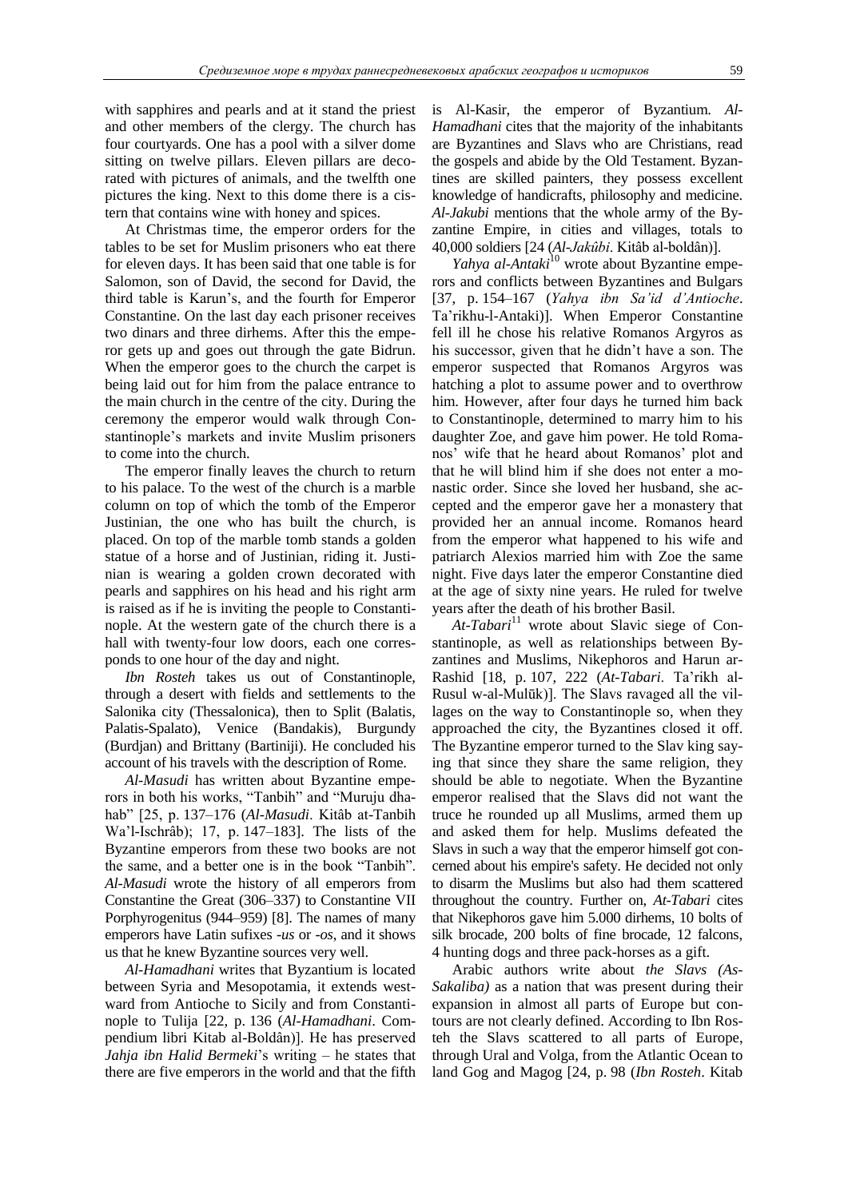with sapphires and pearls and at it stand the priest and other members of the clergy. The church has four courtyards. One has a pool with a silver dome sitting on twelve pillars. Eleven pillars are decorated with pictures of animals, and the twelfth one pictures the king. Next to this dome there is a cistern that contains wine with honey and spices.

At Christmas time, the emperor orders for the tables to be set for Muslim prisoners who eat there for eleven days. It has been said that one table is for Salomon, son of David, the second for David, the third table is Karun's, and the fourth for Emperor Constantine. On the last day each prisoner receives two dinars and three dirhems. After this the emperor gets up and goes out through the gate Bidrun. When the emperor goes to the church the carpet is being laid out for him from the palace entrance to the main church in the centre of the city. During the ceremony the emperor would walk through Constantinople's markets and invite Muslim prisoners to come into the church.

The emperor finally leaves the church to return to his palace. To the west of the church is a marble column on top of which the tomb of the Emperor Justinian, the one who has built the church, is placed. On top of the marble tomb stands a golden statue of a horse and of Justinian, riding it. Justinian is wearing a golden crown decorated with pearls and sapphires on his head and his right arm is raised as if he is inviting the people to Constantinople. At the western gate of the church there is a hall with twenty-four low doors, each one corresponds to one hour of the day and night.

*Ibn Rosteh* takes us out of Constantinople, through a desert with fields and settlements to the Salonika city (Thessalonica), then to Split (Balatis, Palatis-Spalato), Venice (Bandakis), Burgundy (Burdjan) and Brittany (Bartiniji). He concluded his account of his travels with the description of Rome.

*Al-Masudi* has written about Byzantine emperors in both his works, "Tanbih" and "Muruju dhahab" [25, p. 137–176 (*Al-Masudi*. Kitâb at-Tanbih Wa'l-Ischrâb); 17, p. 147–183]. The lists of the Byzantine emperors from these two books are not the same, and a better one is in the book "Tanbih". *Al-Masudi* wrote the history of all emperors from Constantine the Great (306–337) to Constantine VII Porphyrogenitus (944–959) [8]. The names of many emperors have Latin sufixes *-us* or *-os*, and it shows us that he knew Byzantine sources very well.

*Al-Hamadhani* writes that Byzantium is located between Syria and Mesopotamia, it extends westward from Antioche to Sicily and from Constantinople to Tulija [22, p. 136 (*Al-Hamadhani*. Compendium libri Kitab al-Boldân)]. He has preserved *Jahja ibn Halid Bermeki*'s writing – he states that there are five emperors in the world and that the fifth is Al-Kasir, the emperor of Byzantium. *Al-Hamadhani* cites that the majority of the inhabitants are Byzantines and Slavs who are Christians, read the gospels and abide by the Old Testament. Byzantines are skilled painters, they possess excellent knowledge of handicrafts, philosophy and medicine. *Al-Jakubi* mentions that the whole army of the Byzantine Empire, in cities and villages, totals to 40,000 soldiers [24 (*Al-Jakûbi*. Kitâb al-boldân)].

*Yahya al-Antaki*[10] wrote about Byzantine emperors and conflicts between Byzantines and Bulgars [37, p. 154–167 (*Yahya ibn Sa'id d'Antioche*. Ta'rikhu-l-Antaki)]. When Emperor Constantine fell ill he chose his relative Romanos Argyros as his successor, given that he didn't have a son. The emperor suspected that Romanos Argyros was hatching a plot to assume power and to overthrow him. However, after four days he turned him back to Constantinople, determined to marry him to his daughter Zoe, and gave him power. He told Romanos' wife that he heard about Romanos' plot and that he will blind him if she does not enter a monastic order. Since she loved her husband, she accepted and the emperor gave her a monastery that provided her an annual income. Romanos heard from the emperor what happened to his wife and patriarch Alexios married him with Zoe the same night. Five days later the emperor Constantine died at the age of sixty nine years. He ruled for twelve years after the death of his brother Basil.

*At-Tabari*[11] wrote about Slavic siege of Constantinople, as well as relationships between Byzantines and Muslims, Nikephoros and Harun ar-Rashid [18, p. 107, 222 (*At-Tabari*. Ta'rikh al-Rusul w-al-Mulūk)]. The Slavs ravaged all the villages on the way to Constantinople so, when they approached the city, the Byzantines closed it off. The Byzantine emperor turned to the Slav king saying that since they share the same religion, they should be able to negotiate. When the Byzantine emperor realised that the Slavs did not want the truce he rounded up all Muslims, armed them up and asked them for help. Muslims defeated the Slavs in such a way that the emperor himself got concerned about his empire's safety. He decided not only to disarm the Muslims but also had them scattered throughout the country. Further on, *At-Tabari* cites that Nikephoros gave him 5.000 dirhems, 10 bolts of silk brocade, 200 bolts of fine brocade, 12 falcons, 4 hunting dogs and three pack-horses as a gift.

Arabic authors write about *the Slavs (As-Sakaliba)* as a nation that was present during their expansion in almost all parts of Europe but contours are not clearly defined. According to Ibn Rosteh the Slavs scattered to all parts of Europe, through Ural and Volga, from the Atlantic Ocean to land Gog and Magog [24, p. 98 (*Ibn Rosteh*. Kitab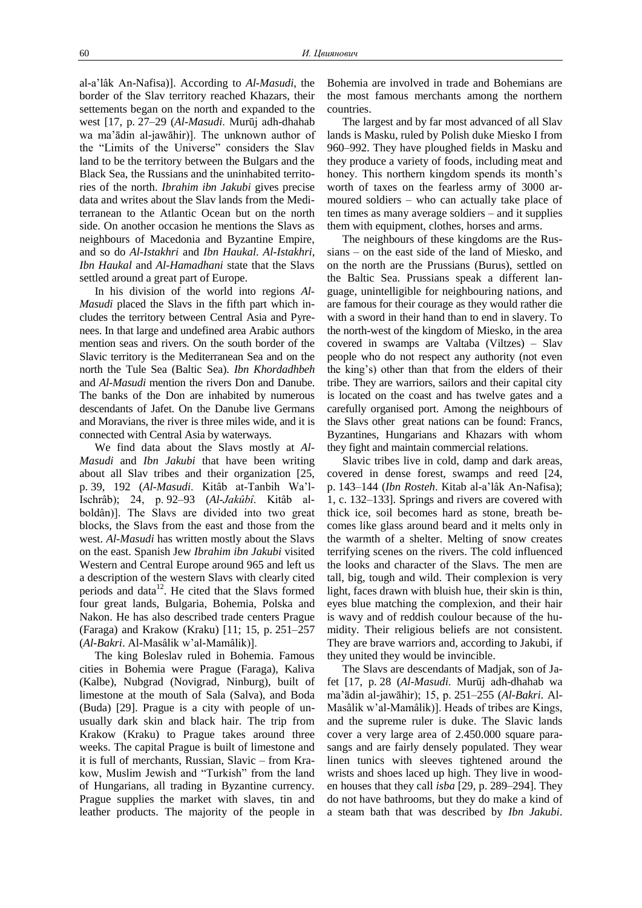al-a'lâk An-Nafisa)]. According to *Al-Masudi*, the border of the Slav territory reached Khazars, their settements began on the north and expanded to the west [17, p. 27–29 (*Al-Masudi*. Murūj adh-dhahab wa ma'ādin al-jawāhir)]. The unknown author of the "Limits of the Universe" considers the Slav land to be the territory between the Bulgars and the Black Sea, the Russians and the uninhabited territories of the north. *Ibrahim ibn Jakubi* gives precise data and writes about the Slav lands from the Mediterranean to the Atlantic Ocean but on the north side. On another occasion he mentions the Slavs as neighbours of Macedonia and Byzantine Empire, and so do *Al-Istakhri* and *Ibn Haukal*. *Al-Istakhri*, *Ibn Haukal* and *Al-Hamadhani* state that the Slavs settled around a great part of Europe.

In his division of the world into regions *Al-Masudi* placed the Slavs in the fifth part which includes the territory between Central Asia and Pyrenees. In that large and undefined area Arabic authors mention seas and rivers. On the south border of the Slavic territory is the Mediterranean Sea and on the north the Tule Sea (Baltic Sea). *Ibn Khordadhbeh* and *Al-Masudi* mention the rivers Don and Danube. The banks of the Don are inhabited by numerous descendants of Jafet. On the Danube live Germans and Moravians, the river is three miles wide, and it is connected with Central Asia by waterways.

We find data about the Slavs mostly at *Al-Masudi* and *Ibn Jakubi* that have been writing about all Slav tribes and their organization [25, p. 39, 192 (*Al-Masudi*. Kitâb at-Tanbih Wa'l-Ischrâb); 24, p. 92–93 (*Al-Jakûbî*. Kitâb al-boldân)]. The Slavs are divided into two great blocks, the Slavs from the east and those from the west. *Al-Masudi* has written mostly about the Slavs on the east. Spanish Jew *Ibrahim ibn Jakubi* visited Western and Central Europe around 965 and left us a description of the western Slavs with clearly cited periods and data[12]. He cited that the Slavs formed four great lands, Bulgaria, Bohemia, Polska and Nakon. He has also described trade centers Prague (Faraga) and Krakow (Kraku) [11; 15, p. 251–257 (*Al-Bakri*. Al-Masâlik w'al-Mamâlik)].

The king Boleslav ruled in Bohemia. Famous cities in Bohemia were Prague (Faraga), Kaliva (Kalbe), Nubgrad (Novigrad, Ninburg), built of limestone at the mouth of Sala (Salva), and Boda (Buda) [29]. Prague is a city with people of unusually dark skin and black hair. The trip from Krakow (Kraku) to Prague takes around three weeks. The capital Prague is built of limestone and it is full of merchants, Russian, Slavic – from Krakow, Muslim Jewish and "Turkish" from the land of Hungarians, all trading in Byzantine currency. Prague supplies the market with slaves, tin and leather products. The majority of the people in Bohemia are involved in trade and Bohemians are the most famous merchants among the northern countries.

The largest and by far most advanced of all Slav lands is Masku, ruled by Polish duke Miesko I from 960–992. They have ploughed fields in Masku and they produce a variety of foods, including meat and honey. This northern kingdom spends its month's worth of taxes on the fearless army of 3000 armoured soldiers – who can actually take place of ten times as many average soldiers – and it supplies them with equipment, clothes, horses and arms.

The neighbours of these kingdoms are the Russians – on the east side of the land of Miesko, and on the north are the Prussians (Burus), settled on the Baltic Sea. Prussians speak a different language, unintelligible for neighbouring nations, and are famous for their courage as they would rather die with a sword in their hand than to end in slavery. To the north-west of the kingdom of Miesko, in the area covered in swamps are Valtaba (Viltzes) – Slav people who do not respect any authority (not even the king's) other than that from the elders of their tribe. They are warriors, sailors and their capital city is located on the coast and has twelve gates and a carefully organised port. Among the neighbours of the Slavs other great nations can be found: Francs, Byzantines, Hungarians and Khazars with whom they fight and maintain commercial relations.

Slavic tribes live in cold, damp and dark areas, covered in dense forest, swamps and reed [24, p. 143–144 (*Ibn Rosteh*. Kitab al-a'lâk An-Nafisa); 1, c. 132–133]. Springs and rivers are covered with thick ice, soil becomes hard as stone, breath becomes like glass around beard and it melts only in the warmth of a shelter. Melting of snow creates terrifying scenes on the rivers. The cold influenced the looks and character of the Slavs. The men are tall, big, tough and wild. Their complexion is very light, faces drawn with bluish hue, their skin is thin, eyes blue matching the complexion, and their hair is wavy and of reddish coulour because of the humidity. Their religious beliefs are not consistent. They are brave warriors and, according to Jakubi, if they united they would be invincible.

The Slavs are descendants of Madjak, son of Jafet [17, p. 28 (*Al-Masudi*. Murūj adh-dhahab wa ma'ādin al-jawāhir); 15, p. 251–255 (*Al-Bakri*. Al-Masâlik w'al-Mamâlik)]. Heads of tribes are Kings, and the supreme ruler is duke. The Slavic lands cover a very large area of 2.450.000 square parasangs and are fairly densely populated. They wear linen tunics with sleeves tightened around the wrists and shoes laced up high. They live in wooden houses that they call *isba* [29, p. 289–294]. They do not have bathrooms, but they do make a kind of a steam bath that was described by *Ibn Jakubi*.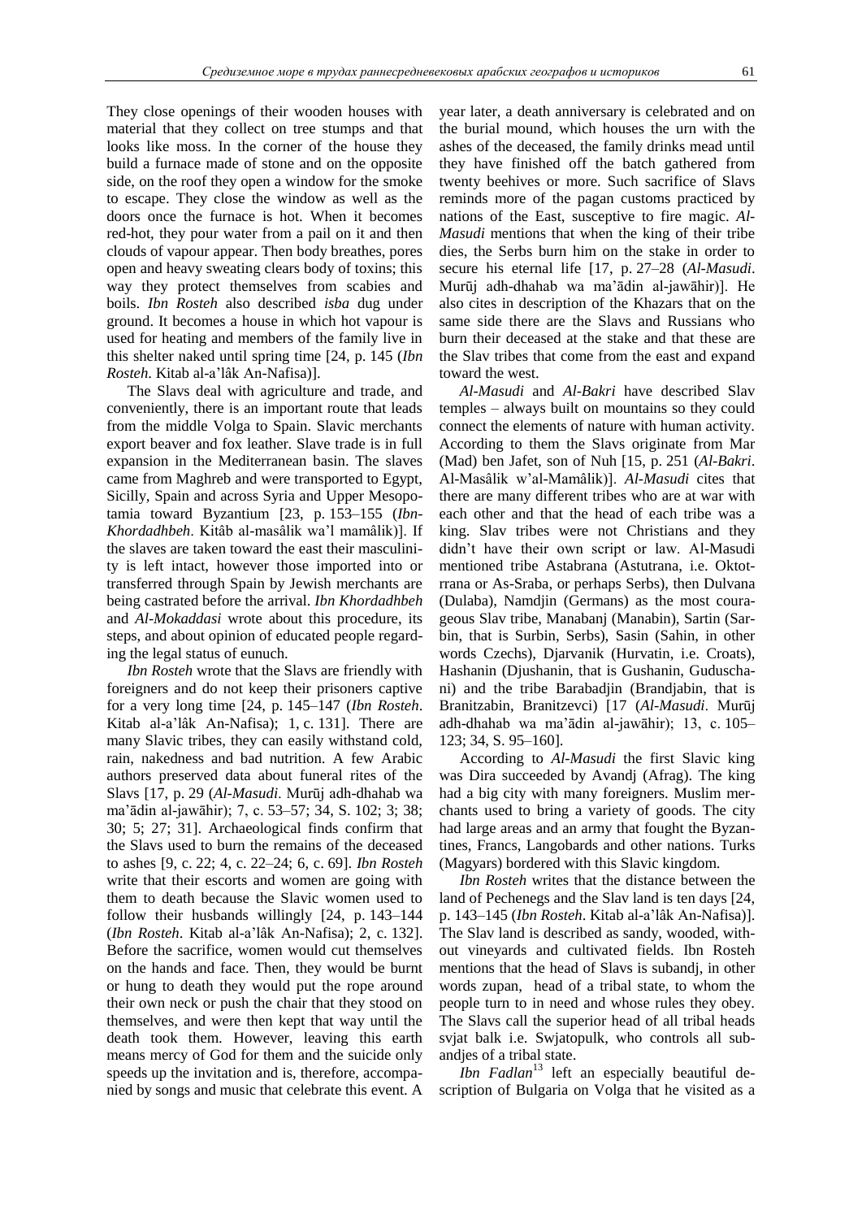They close openings of their wooden houses with material that they collect on tree stumps and that looks like moss. In the corner of the house they build a furnace made of stone and on the opposite side, on the roof they open a window for the smoke to escape. They close the window as well as the doors once the furnace is hot. When it becomes red-hot, they pour water from a pail on it and then clouds of vapour appear. Then body breathes, pores open and heavy sweating clears body of toxins; this way they protect themselves from scabies and boils. *Ibn Rosteh* also described *isba* dug under ground. It becomes a house in which hot vapour is used for heating and members of the family live in this shelter naked until spring time [24, p. 145 (*Ibn Rosteh*. Kitab al-a'lâk An-Nafisa)].

The Slavs deal with agriculture and trade, and conveniently, there is an important route that leads from the middle Volga to Spain. Slavic merchants export beaver and fox leather. Slave trade is in full expansion in the Mediterranean basin. The slaves came from Maghreb and were transported to Egypt, Sicilly, Spain and across Syria and Upper Mesopotamia toward Byzantium [23, p. 153–155 (*Ibn-Khordadhbeh*. Kitâb al-masâlik wa'l mamâlik)]. If the slaves are taken toward the east their masculinity is left intact, however those imported into or transferred through Spain by Jewish merchants are being castrated before the arrival. *Ibn Khordadhbeh* and *Al-Mokaddasi* wrote about this procedure, its steps, and about opinion of educated people regarding the legal status of eunuch.

*Ibn Rosteh* wrote that the Slavs are friendly with foreigners and do not keep their prisoners captive for a very long time [24, p. 145–147 (*Ibn Rosteh*. Kitab al-a'lâk An-Nafisa); 1, c. 131]. There are many Slavic tribes, they can easily withstand cold, rain, nakedness and bad nutrition. A few Arabic authors preserved data about funeral rites of the Slavs [17, p. 29 (*Al-Masudi*. Murūj adh-dhahab wa ma'ādin al-jawāhir); 7, c. 53–57; 34, S. 102; 3; 38; 30; 5; 27; 31]. Archaeological finds confirm that the Slavs used to burn the remains of the deceased to ashes [9, c. 22; 4, c. 22–24; 6, c. 69]. *Ibn Rosteh* write that their escorts and women are going with them to death because the Slavic women used to follow their husbands willingly [24, p. 143–144 (*Ibn Rosteh*. Kitab al-a'lâk An-Nafisa); 2, c. 132]. Before the sacrifice, women would cut themselves on the hands and face. Then, they would be burnt or hung to death they would put the rope around their own neck or push the chair that they stood on themselves, and were then kept that way until the death took them. However, leaving this earth means mercy of God for them and the suicide only speeds up the invitation and is, therefore, accompanied by songs and music that celebrate this event. A year later, a death anniversary is celebrated and on the burial mound, which houses the urn with the ashes of the deceased, the family drinks mead until they have finished off the batch gathered from twenty beehives or more. Such sacrifice of Slavs reminds more of the pagan customs practiced by nations of the East, susceptive to fire magic. *Al-Masudi* mentions that when the king of their tribe dies, the Serbs burn him on the stake in order to secure his eternal life [17, p. 27–28 (*Al-Masudi*. Murūj adh-dhahab wa ma'ādin al-jawāhir)]. He also cites in description of the Khazars that on the same side there are the Slavs and Russians who burn their deceased at the stake and that these are the Slav tribes that come from the east and expand toward the west.

*Al-Masudi* and *Al-Bakri* have described Slav temples – always built on mountains so they could connect the elements of nature with human activity. According to them the Slavs originate from Mar (Mad) ben Jafet, son of Nuh [15, p. 251 (*Al-Bakri*. Al-Masâlik w'al-Mamâlik)]. *Al-Masudi* cites that there are many different tribes who are at war with each other and that the head of each tribe was a king. Slav tribes were not Christians and they didn't have their own script or law. Al-Masudi mentioned tribe Astabrana (Astutrana, i.e. Oktotrrana or As-Sraba, or perhaps Serbs), then Dulvana (Dulaba), Namdjin (Germans) as the most courageous Slav tribe, Manabanj (Manabin), Sartin (Sarbin, that is Surbin, Serbs), Sasin (Sahin, in other words Czechs), Djarvanik (Hurvatin, i.e. Croats), Hashanin (Djushanin, that is Gushanin, Guduschani) and the tribe Barabadjin (Brandjabin, that is Branitzabin, Branitzevci) [17 (*Al-Masudi*. Murūj adh-dhahab wa ma'ādin al-jawāhir); 13, c. 105–123; 34, S. 95–160].

According to *Al-Masudi* the first Slavic king was Dira succeeded by Avandj (Afrag). The king had a big city with many foreigners. Muslim merchants used to bring a variety of goods. The city had large areas and an army that fought the Byzantines, Francs, Langobards and other nations. Turks (Magyars) bordered with this Slavic kingdom.

*Ibn Rosteh* writes that the distance between the land of Pechenegs and the Slav land is ten days [24, p. 143–145 (*Ibn Rosteh*. Kitab al-a'lâk An-Nafisa)]. The Slav land is described as sandy, wooded, without vineyards and cultivated fields. Ibn Rosteh mentions that the head of Slavs is subandj, in other words zupan, head of a tribal state, to whom the people turn to in need and whose rules they obey. The Slavs call the superior head of all tribal heads svjat balk i.e. Swjatopulk, who controls all subandjes of a tribal state.

*Ibn Fadlan*[13] left an especially beautiful description of Bulgaria on Volga that he visited as a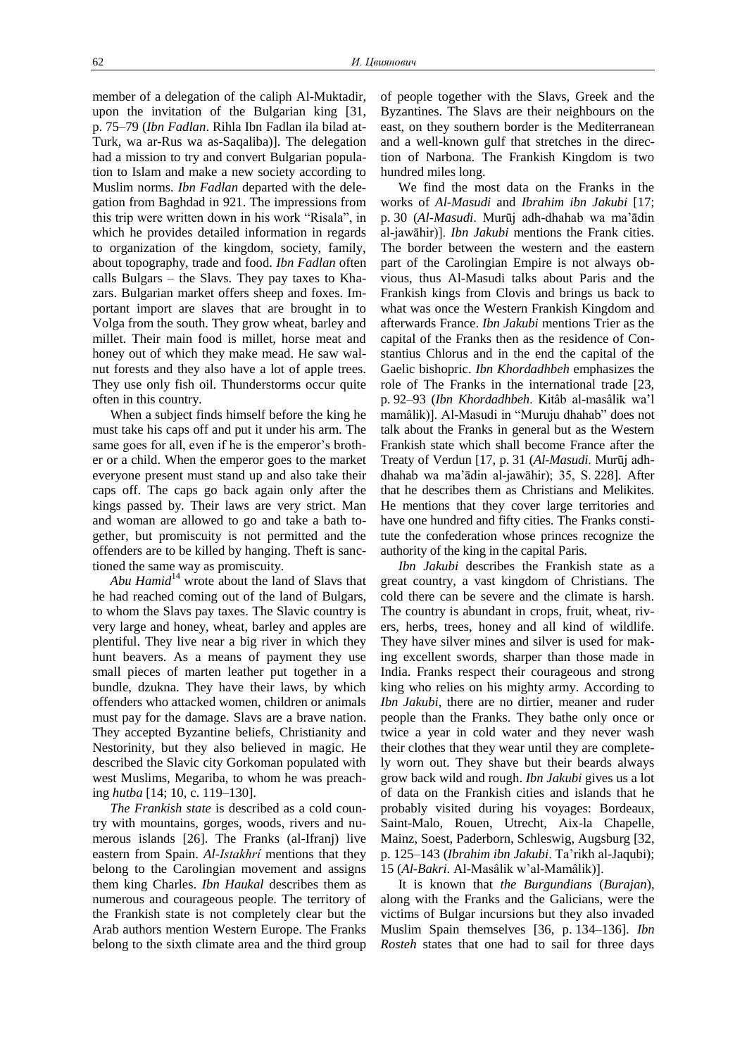member of a delegation of the caliph Al-Muktadir, upon the invitation of the Bulgarian king [31, p. 75–79 (*Ibn Fadlan*. Rihla Ibn Fadlan ila bilad at-Turk, wa ar-Rus wa as-Saqaliba)]. The delegation had a mission to try and convert Bulgarian population to Islam and make a new society according to Muslim norms. *Ibn Fadlan* departed with the delegation from Baghdad in 921. The impressions from this trip were written down in his work "Risala", in which he provides detailed information in regards to organization of the kingdom, society, family, about topography, trade and food. *Ibn Fadlan* often calls Bulgars – the Slavs. They pay taxes to Khazars. Bulgarian market offers sheep and foxes. Important import are slaves that are brought in to Volga from the south. They grow wheat, barley and millet. Their main food is millet, horse meat and honey out of which they make mead. He saw walnut forests and they also have a lot of apple trees. They use only fish oil. Thunderstorms occur quite often in this country.

When a subject finds himself before the king he must take his caps off and put it under his arm. The same goes for all, even if he is the emperor's brother or a child. When the emperor goes to the market everyone present must stand up and also take their caps off. The caps go back again only after the kings passed by. Their laws are very strict. Man and woman are allowed to go and take a bath together, but promiscuity is not permitted and the offenders are to be killed by hanging. Theft is sanctioned the same way as promiscuity.

*Abu Hamid*[14] wrote about the land of Slavs that he had reached coming out of the land of Bulgars, to whom the Slavs pay taxes. The Slavic country is very large and honey, wheat, barley and apples are plentiful. They live near a big river in which they hunt beavers. As a means of payment they use small pieces of marten leather put together in a bundle, dzukna. They have their laws, by which offenders who attacked women, children or animals must pay for the damage. Slavs are a brave nation. They accepted Byzantine beliefs, Christianity and Nestorinity, but they also believed in magic. He described the Slavic city Gorkoman populated with west Muslims, Megariba, to whom he was preaching *hutba* [14; 10, c. 119–130].

*The Frankish state* is described as a cold country with mountains, gorges, woods, rivers and numerous islands [26]. The Franks (al-Ifranj) live eastern from Spain. *Al-Istakhrí* mentions that they belong to the Carolingian movement and assigns them king Charles. *Ibn Haukal* describes them as numerous and courageous people. The territory of the Frankish state is not completely clear but the Arab authors mention Western Europe. The Franks belong to the sixth climate area and the third group of people together with the Slavs, Greek and the Byzantines. The Slavs are their neighbours on the east, on they southern border is the Mediterranean and a well-known gulf that stretches in the direction of Narbona. The Frankish Kingdom is two hundred miles long.

We find the most data on the Franks in the works of *Al-Masudi* and *Ibrahim ibn Jakubi* [17; p. 30 (*Al-Masudi*. Murūj adh-dhahab wa ma'ādin al-jawāhir)]. *Ibn Jakubi* mentions the Frank cities. The border between the western and the eastern part of the Carolingian Empire is not always obvious, thus Al-Masudi talks about Paris and the Frankish kings from Clovis and brings us back to what was once the Western Frankish Kingdom and afterwards France. *Ibn Jakubi* mentions Trier as the capital of the Franks then as the residence of Constantius Chlorus and in the end the capital of the Gaelic bishopric. *Ibn Khordadhbeh* emphasizes the role of The Franks in the international trade [23, p. 92–93 (*Ibn Khordadhbeh*. Kitâb al-masâlik wa'l mamâlik)]. Al-Masudi in "Muruju dhahab" does not talk about the Franks in general but as the Western Frankish state which shall become France after the Treaty of Verdun [17, p. 31 (*Al-Masudi*. Murūj adh-dhahab wa ma'ādin al-jawāhir); 35, S. 228]. After that he describes them as Christians and Melikites. He mentions that they cover large territories and have one hundred and fifty cities. The Franks constitute the confederation whose princes recognize the authority of the king in the capital Paris.

*Ibn Jakubi* describes the Frankish state as a great country, a vast kingdom of Christians. The cold there can be severe and the climate is harsh. The country is abundant in crops, fruit, wheat, rivers, herbs, trees, honey and all kind of wildlife. They have silver mines and silver is used for making excellent swords, sharper than those made in India. Franks respect their courageous and strong king who relies on his mighty army. According to *Ibn Jakubi*, there are no dirtier, meaner and ruder people than the Franks. They bathe only once or twice a year in cold water and they never wash their clothes that they wear until they are completely worn out. They shave but their beards always grow back wild and rough. *Ibn Jakubi* gives us a lot of data on the Frankish cities and islands that he probably visited during his voyages: Bordeaux, Saint-Malo, Rouen, Utrecht, Aix-la Chapelle, Mainz, Soest, Paderborn, Schleswig, Augsburg [32, p. 125–143 (*Ibrahim ibn Jakubi*. Ta'rikh al-Jaqubi); 15 (*Al-Bakri*. Al-Masâlik w'al-Mamâlik)].

It is known that *the Burgundians* (*Burajan*), along with the Franks and the Galicians, were the victims of Bulgar incursions but they also invaded Muslim Spain themselves [36, p. 134–136]. *Ibn Rosteh* states that one had to sail for three days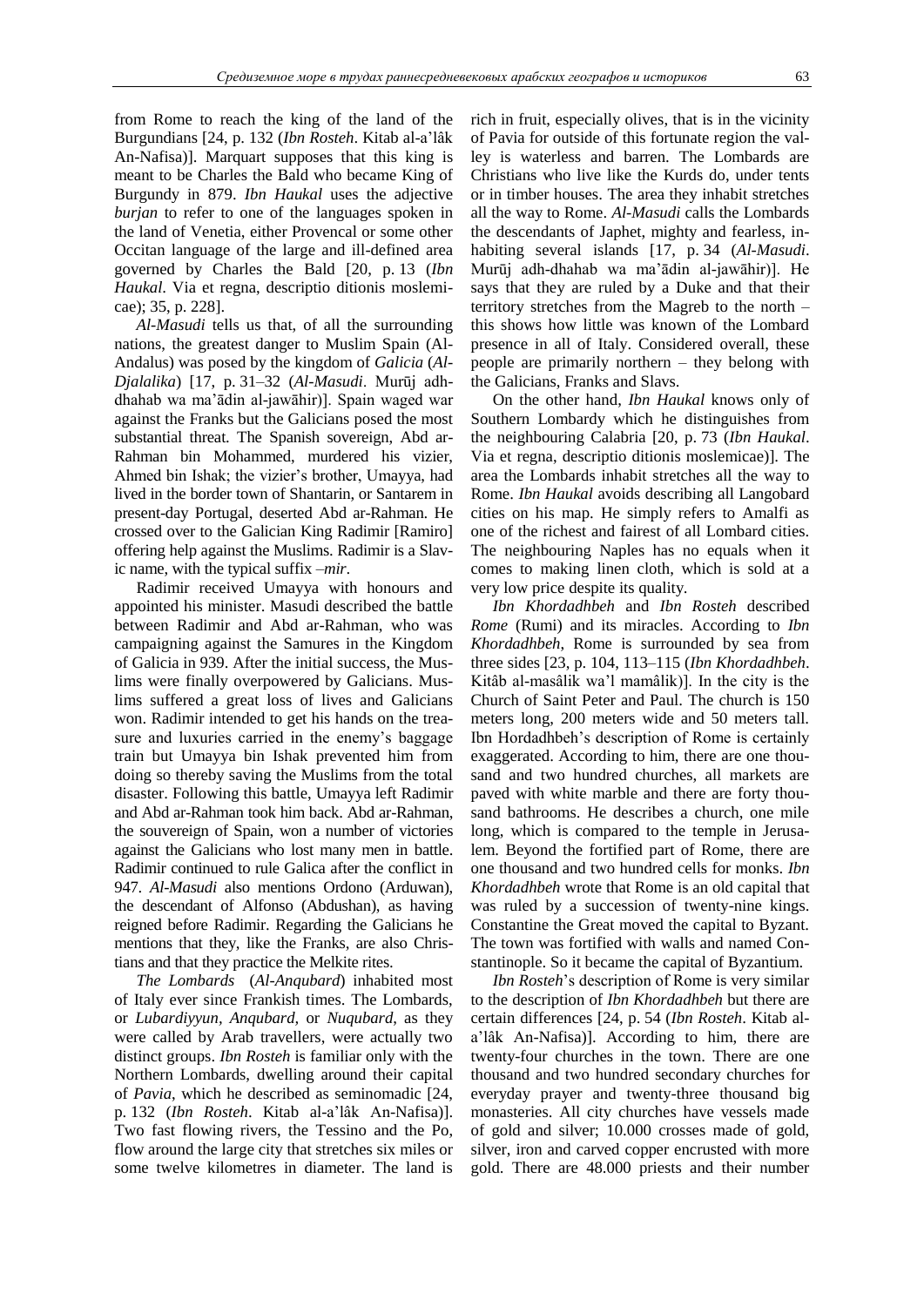from Rome to reach the king of the land of the Burgundians [24, p. 132 (*Ibn Rosteh*. Kitab al-a'lâk An-Nafisa)]. Marquart supposes that this king is meant to be Charles the Bald who became King of Burgundy in 879. *Ibn Haukal* uses the adjective *burjan* to refer to one of the languages spoken in the land of Venetia, either Provencal or some other Occitan language of the large and ill-defined area governed by Charles the Bald [20, p. 13 (*Ibn Haukal*. Via et regna, descriptio ditionis moslemicae); 35, p. 228].

*Al-Masudi* tells us that, of all the surrounding nations, the greatest danger to Muslim Spain (Al-Andalus) was posed by the kingdom of *Galicia* (*Al-Djalalika*) [17, p. 31–32 (*Al-Masudi*. Murūj adh-dhahab wa ma'ādin al-jawāhir)]. Spain waged war against the Franks but the Galicians posed the most substantial threat. The Spanish sovereign, Abd ar-Rahman bin Mohammed, murdered his vizier, Ahmed bin Ishak; the vizier's brother, Umayya, had lived in the border town of Shantarin, or Santarem in present-day Portugal, deserted Abd ar-Rahman. He crossed over to the Galician King Radimir [Ramiro] offering help against the Muslims. Radimir is a Slavic name, with the typical suffix *–mir*.

Radimir received Umayya with honours and appointed his minister. Masudi described the battle between Radimir and Abd ar-Rahman, who was campaigning against the Samures in the Kingdom of Galicia in 939. After the initial success, the Muslims were finally overpowered by Galicians. Muslims suffered a great loss of lives and Galicians won. Radimir intended to get his hands on the treasure and luxuries carried in the enemy's baggage train but Umayya bin Ishak prevented him from doing so thereby saving the Muslims from the total disaster. Following this battle, Umayya left Radimir and Abd ar-Rahman took him back. Abd ar-Rahman, the souvereign of Spain, won a number of victories against the Galicians who lost many men in battle. Radimir continued to rule Galica after the conflict in 947. *Al-Masudi* also mentions Ordono (Arduwan), the descendant of Alfonso (Abdushan), as having reigned before Radimir. Regarding the Galicians he mentions that they, like the Franks, are also Christians and that they practice the Melkite rites.

*The Lombards* (*Al-Anqubard*) inhabited most of Italy ever since Frankish times. The Lombards, or *Lubardiyyun*, *Anqubard*, or *Nuqubard*, as they were called by Arab travellers, were actually two distinct groups. *Ibn Rosteh* is familiar only with the Northern Lombards, dwelling around their capital of *Pavia*, which he described as seminomadic [24, p. 132 (*Ibn Rosteh*. Kitab al-a'lâk An-Nafisa)]. Two fast flowing rivers, the Tessino and the Po, flow around the large city that stretches six miles or some twelve kilometres in diameter. The land is rich in fruit, especially olives, that is in the vicinity of Pavia for outside of this fortunate region the valley is waterless and barren. The Lombards are Christians who live like the Kurds do, under tents or in timber houses. The area they inhabit stretches all the way to Rome. *Al-Masudi* calls the Lombards the descendants of Japhet, mighty and fearless, inhabiting several islands [17, p. 34 (*Al-Masudi*. Murūj adh-dhahab wa ma'ādin al-jawāhir)]. He says that they are ruled by a Duke and that their territory stretches from the Magreb to the north – this shows how little was known of the Lombard presence in all of Italy. Considered overall, these people are primarily northern – they belong with the Galicians, Franks and Slavs.

On the other hand, *Ibn Haukal* knows only of Southern Lombardy which he distinguishes from the neighbouring Calabria [20, p. 73 (*Ibn Haukal*. Via et regna, descriptio ditionis moslemicae)]. The area the Lombards inhabit stretches all the way to Rome. *Ibn Haukal* avoids describing all Langobard cities on his map. He simply refers to Amalfi as one of the richest and fairest of all Lombard cities. The neighbouring Naples has no equals when it comes to making linen cloth, which is sold at a very low price despite its quality.

*Ibn Khordadhbeh* and *Ibn Rosteh* described *Rome* (Rumi) and its miracles. According to *Ibn Khordadhbeh*, Rome is surrounded by sea from three sides [23, p. 104, 113–115 (*Ibn Khordadhbeh*. Kitâb al-masâlik wa'l mamâlik)]. In the city is the Church of Saint Peter and Paul. The church is 150 meters long, 200 meters wide and 50 meters tall. Ibn Hordadhbeh's description of Rome is certainly exaggerated. According to him, there are one thousand and two hundred churches, all markets are paved with white marble and there are forty thousand bathrooms. He describes a church, one mile long, which is compared to the temple in Jerusalem. Beyond the fortified part of Rome, there are one thousand and two hundred cells for monks. *Ibn Khordadhbeh* wrote that Rome is an old capital that was ruled by a succession of twenty-nine kings. Constantine the Great moved the capital to Byzant. The town was fortified with walls and named Constantinople. So it became the capital of Byzantium.

*Ibn Rosteh*'s description of Rome is very similar to the description of *Ibn Khordadhbeh* but there are certain differences [24, p. 54 (*Ibn Rosteh*. Kitab al-a'lâk An-Nafisa)]. According to him, there are twenty-four churches in the town. There are one thousand and two hundred secondary churches for everyday prayer and twenty-three thousand big monasteries. All city churches have vessels made of gold and silver; 10.000 crosses made of gold, silver, iron and carved copper encrusted with more gold. There are 48.000 priests and their number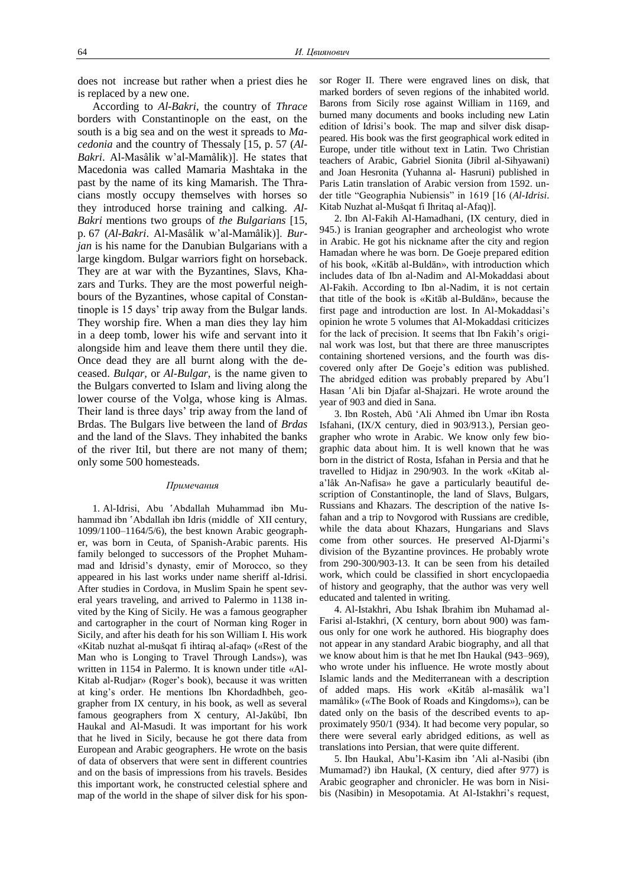does not increase but rather when a priest dies he is replaced by a new one.

According to *Al-Bakri*, the country of *Thrace* borders with Constantinople on the east, on the south is a big sea and on the west it spreads to *Macedonia* and the country of Thessaly [15, p. 57 (*Al-Bakri*. Al-Masâlik w'al-Mamâlik)]. He states that Macedonia was called Mamaria Mashtaka in the past by the name of its king Mamarish. The Thracians mostly occupy themselves with horses so they introduced horse training and calking. *Al-Bakri* mentions two groups of *the Bulgarians* [15, p. 67 (*Al-Bakri*. Al-Masâlik w'al-Mamâlik)]. *Burjan* is his name for the Danubian Bulgarians with a large kingdom. Bulgar warriors fight on horseback. They are at war with the Byzantines, Slavs, Khazars and Turks. They are the most powerful neighbours of the Byzantines, whose capital of Constantinople is 15 days' trip away from the Bulgar lands. They worship fire. When a man dies they lay him in a deep tomb, lower his wife and servant into it alongside him and leave them there until they die. Once dead they are all burnt along with the deceased. *Bulqar*, or *Al-Bulgar*, is the name given to the Bulgars converted to Islam and living along the lower course of the Volga, whose king is Almas. Their land is three days' trip away from the land of Brdas. The Bulgars live between the land of *Brdas* and the land of the Slavs. They inhabited the banks of the river Itil, but there are not many of them; only some 500 homesteads.

### *Примечания*

1. Al-Idrisi, Abu ʹAbdallah Muhammad ibn Muhammad ibn ʹAbdallah ibn Idris (middle of XII century, 1099/1100–1164/5/6), the best known Arabic geographer, was born in Ceuta, of Spanish-Arabic parents. His family belonged to successors of the Prophet Muhammad and Idrisid's dynasty, emir of Morocco, so they appeared in his last works under name sheriff al-Idrisi. After studies in Cordova, in Muslim Spain he spent several years traveling, and arrived to Palermo in 1138 invited by the King of Sicily. He was a famous geographer and cartographer in the court of Norman king Roger in Sicily, and after his death for his son William I. His work «Kitab nuzhat al-mušqat fi ihtiraq al-afaq» («Rest of the Man who is Longing to Travel Through Lands»), was written in 1154 in Palermo. It is known under title «Al-Kitab al-Rudjar» (Roger's book), because it was written at king's order. He mentions Ibn Khordadhbeh, geographer from IX century, in his book, as well as several famous geographers from X century, Al-Jakûbî, Ibn Haukal and Al-Masudi. It was important for his work that he lived in Sicily, because he got there data from European and Arabic geographers. He wrote on the basis of data of observers that were sent in different countries and on the basis of impressions from his travels. Besides this important work, he constructed celestial sphere and map of the world in the shape of silver disk for his sponsor Roger II. There were engraved lines on disk, that marked borders of seven regions of the inhabited world. Barons from Sicily rose against William in 1169, and burned many documents and books including new Latin edition of Idrisi's book. The map and silver disk disappeared. His book was the first geographical work edited in Europe, under title without text in Latin. Two Christian teachers of Arabic, Gabriel Sionita (Jibril al-Sihyawani) and Joan Hesronita (Yuhanna al- Hasruni) published in Paris Latin translation of Arabic version from 1592. under title "Geographia Nubiensis" in 1619 [16 (*Al-Idrisi*. Kitab Nuzhat al-Mušqat fi Ihritaq al-Afaq)].

2. Ibn Al-Fakih Al-Hamadhani, (IX century, died in 945.) is Iranian geographer and archeologist who wrote in Arabic. He got his nickname after the city and region Hamadan where he was born. De Goeje prepared edition of his book, «Kitāb al-Buldān», with introduction which includes data of Ibn al-Nadim and Al-Mokaddasi about Al-Fakih. According to Ibn al-Nadim, it is not certain that title of the book is «Kitāb al-Buldān», because the first page and introduction are lost. In Al-Mokaddasi's opinion he wrote 5 volumes that Al-Mokaddasi criticizes for the lack of precision. It seems that Ibn Fakih's original work was lost, but that there are three manuscriptes containing shortened versions, and the fourth was discovered only after De Goeje's edition was published. The abridged edition was probably prepared by Abuʹl Hasan ʹAli bin Djafar al-Shajzari. He wrote around the year of 903 and died in Sana.

3. Ibn Rosteh, Abū 'Ali Ahmed ibn Umar ibn Rosta Isfahani, (IX/X century, died in 903/913.), Persian geographer who wrote in Arabic. We know only few biographic data about him. It is well known that he was born in the district of Rosta, Isfahan in Persia and that he travelled to Hidjaz in 290/903. In the work «Kitab al-a'lâk An-Nafisa» he gave a particularly beautiful description of Constantinople, the land of Slavs, Bulgars, Russians and Khazars. The description of the native Isfahan and a trip to Novgorod with Russians are credible, while the data about Khazars, Hungarians and Slavs come from other sources. He preserved Al-Djarmi's division of the Byzantine provinces. He probably wrote from 290-300/903-13. It can be seen from his detailed work, which could be classified in short encyclopaedia of history and geography, that the author was very well educated and talented in writing.

4. Al-Istakhri, Abu Ishak Ibrahim ibn Muhamad al-Farisi al-Istakhri, (X century, born about 900) was famous only for one work he authored. His biography does not appear in any standard Arabic biography, and all that we know about him is that he met Ibn Haukal (943–969), who wrote under his influence. He wrote mostly about Islamic lands and the Mediterranean with a description of added maps. His work «Kitâb al-masâlik wa'l mamâlik» («The Book of Roads and Kingdoms»), can be dated only on the basis of the described events to approximately 950/1 (934). It had become very popular, so there were several early abridged editions, as well as translations into Persian, that were quite different.

5. Ibn Haukal, Abu'l-Kasim ibn ʹAli al-Nasibi (ibn Mumamad?) ibn Haukal, (X century, died after 977) is Arabic geographer and chronicler. He was born in Nisibis (Nasibin) in Mesopotamia. At Al-Istakhri's request,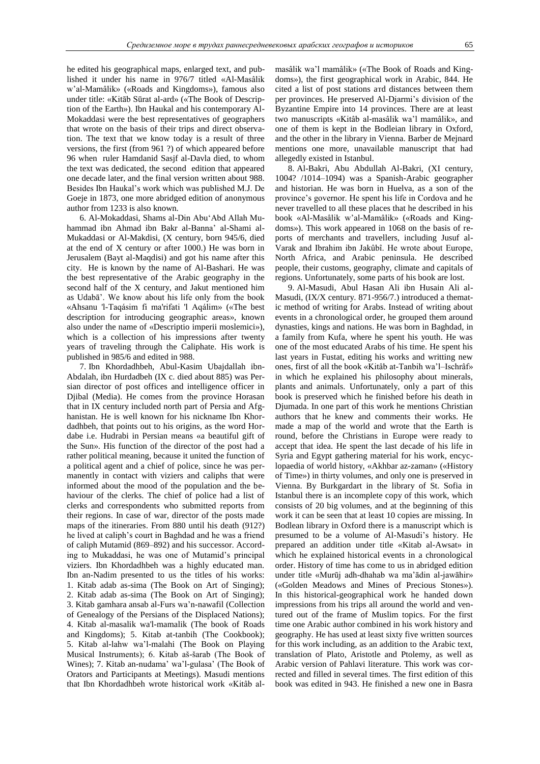he edited his geographical maps, enlarged text, and published it under his name in 976/7 titled «Al-Masâlik w'al-Mamâlik» («Roads and Kingdoms»), famous also under title: «Kitāb Sūrat al-ard» («The Book of Description of the Earth»). Ibn Haukal and his contemporary Al-Mokaddasi were the best representatives of geographers that wrote on the basis of their trips and direct observation. The text that we know today is a result of three versions, the first (from 961 ?) of which appeared before 96 when ruler Hamdanid Sasjf al-Davla died, to whom the text was dedicated, the second edition that appeared one decade later, and the final version written about 988. Besides Ibn Haukal's work which was published M.J. De Goeje in 1873, one more abridged edition of anonymous author from 1233 is also known.

6. Al-Mokaddasi, Shams al-Din Abu'Abd Allah Muhammad ibn Ahmad ibn Bakr al-Banna' al-Shami al-Mukaddasi or Al-Makdisi, (X century, born 945/6, died at the end of X century or after 1000.) He was born in Jerusalem (Bayt al-Maqdisi) and got his name after this city. He is known by the name of Al-Bashari. He was the best representative of the Arabic geography in the second half of the X century, and Jakut mentioned him as Udabā'. We know about his life only from the book «Ahsanu 'l-Taqásim fi ma'rifati 'l Aqálim» («The best description for introducing geographic areas», known also under the name of «Descriptio imperii moslemici»), which is a collection of his impressions after twenty years of traveling through the Caliphate. His work is published in 985/6 and edited in 988.

7. Ibn Khordadhbeh, Abul-Kasim Ubajdallah ibn-Abdalah, ibn Hurdadbeh (IX c. died about 885) was Persian director of post offices and intelligence officer in Djibal (Media). He comes from the province Horasan that in IX century included north part of Persia and Afghanistan. He is well known for his nickname Ibn Khordadhbeh, that points out to his origins, as the word Hordabe i.e. Hudrabi in Persian means «a beautiful gift of the Sun». His function of the director of the post had a rather political meaning, because it united the function of a political agent and a chief of police, since he was permanently in contact with viziers and caliphs that were informed about the mood of the population and the behaviour of the clerks. The chief of police had a list of clerks and correspondents who submitted reports from their regions. In case of war, director of the posts made maps of the itineraries. From 880 until his death (912?) he lived at caliph's court in Baghdad and he was a friend of caliph Mutamid (869–892) and his successor. According to Mukaddasi, he was one of Mutamid's principal viziers. Ibn Khordadhbeh was a highly educated man. Ibn an-Nadim presented to us the titles of his works: 1. Kitab adab as-sima (The Book on Art of Singing); 2. Kitab adab as-sima (The Book on Art of Singing); 3. Kitab gamhara ansab al-Furs wa'n-nawafil (Collection of Genealogy of the Persians of the Displaced Nations); 4. Kitab al-masalik wa'l-mamalik (The book of Roads and Kingdoms); 5. Kitab at-tanbih (The Cookbook); 5. Kitab al-lahw wa'l-malahi (The Book on Playing Musical Instruments); 6. Kitab aš-šarab (The Book of Wines); 7. Kitab an-nudama' wa'l-gulasa' (The Book of Orators and Participants at Meetings). Masudi mentions that Ibn Khordadhbeh wrote historical work «Kitâb al-masâlik wa'l mamâlik» («The Book of Roads and Kingdoms»), the first geographical work in Arabic, 844. He cited a list of post stations and distances between them per provinces. He preserved Al-Djarmi's division of the Byzantine Empire into 14 provinces. There are at least two manuscripts «Kitâb al-masâlik wa'l mamâlik», and one of them is kept in the Bodleian library in Oxford, and the other in the library in Vienna. Barber de Mejnard mentions one more, unavailable manuscript that had allegedly existed in Istanbul.

8. Al-Bakri, Abu Abdullah Al-Bakri, (XI century, 1004? /1014–1094) was a Spanish-Arabic geographer and historian. He was born in Huelva, as a son of the province's governor. He spent his life in Cordova and he never travelled to all these places that he described in his book «Al-Masâlik w'al-Mamâlik» («Roads and Kingdoms»). This work appeared in 1068 on the basis of reports of merchants and travellers, including Jusuf al-Varak and Ibrahim ibn Jakûbî. He wrote about Europe, North Africa, and Arabic peninsula. He described people, their customs, geography, climate and capitals of regions. Unfortunately, some parts of his book are lost.

9. Al-Masudi, Abul Hasan Ali ibn Husain Ali al-Masudi, (IX/X century. 871-956/7.) introduced a thematic method of writing for Arabs. Instead of writing about events in a chronological order, he grouped them around dynasties, kings and nations. He was born in Baghdad, in a family from Kufa, where he spent his youth. He was one of the most educated Arabs of his time. He spent his last years in Fustat, editing his works and writting new ones, first of all the book «Kitâb at-Tanbih wa'l–Ischrâf» in which he explained his philosophy about minerals, plants and animals. Unfortunately, only a part of this book is preserved which he finished before his death in Djumada. In one part of this work he mentions Christian authors that he knew and comments their works. He made a map of the world and wrote that the Earth is round, before the Christians in Europe were ready to accept that idea. He spent the last decade of his life in Syria and Egypt gathering material for his work, encyclopaedia of world history, «Akhbar az-zaman» («History of Time») in thirty volumes, and only one is preserved in Vienna. By Burkgardart in the library of St. Sofia in Istanbul there is an incomplete copy of this work, which consists of 20 big volumes, and at the beginning of this work it can be seen that at least 10 copies are missing. In Bodlean library in Oxford there is a manuscript which is presumed to be a volume of Al-Masudi's history. He prepared an addition under title «Kitab al-Awsat» in which he explained historical events in a chronological order. History of time has come to us in abridged edition under title «Murūj adh-dhahab wa ma'ādin al-jawāhir» («Golden Meadows and Mines of Precious Stones»). In this historical-geographical work he handed down impressions from his trips all around the world and ventured out of the frame of Muslim topics. For the first time one Arabic author combined in his work history and geography. He has used at least sixty five written sources for this work including, as an addition to the Arabic text, translation of Plato, Aristotle and Ptolemy, as well as Arabic version of Pahlavi literature. This work was corrected and filled in several times. The first edition of this book was edited in 943. He finished a new one in Basra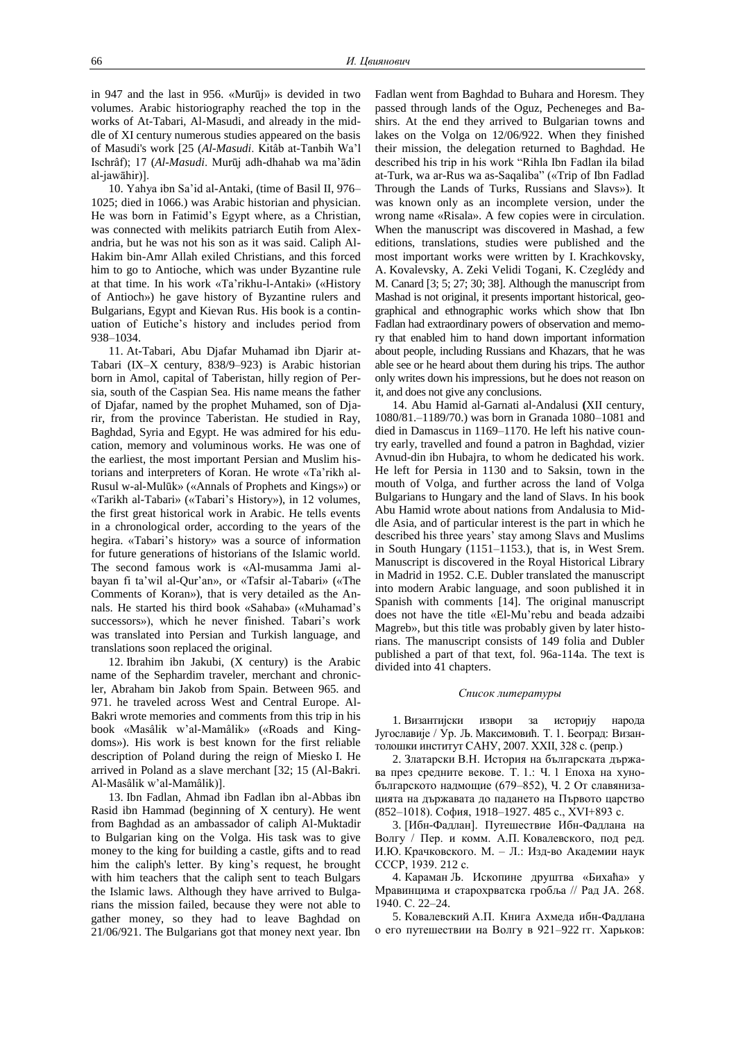in 947 and the last in 956. «Murūj» is devided in two volumes. Arabic historiography reached the top in the works of At-Tabari, Al-Masudi, and already in the middle of XI century numerous studies appeared on the basis of Masudi's work [25 (*Al-Masudi*. Kitâb at-Tanbih Wa'l Ischrâf); 17 (*Al-Masudi*. Murūj adh-dhahab wa ma'ādin al-jawāhir)].

10. Yahya ibn Sa'id al-Antaki, (time of Basil II, 976–1025; died in 1066.) was Arabic historian and physician. He was born in Fatimid's Egypt where, as a Christian, was connected with melikits patriarch Eutih from Alexandria, but he was not his son as it was said. Caliph Al-Hakim bin-Amr Allah exiled Christians, and this forced him to go to Antioche, which was under Byzantine rule at that time. In his work «Ta'rikhu-l-Antaki» («History of Antioch») he gave history of Byzantine rulers and Bulgarians, Egypt and Kievan Rus. His book is a continuation of Eutiche's history and includes period from 938–1034.

11. At-Tabari, Abu Djafar Muhamad ibn Djarir at-Tabari (IX–X century, 838/9–923) is Arabic historian born in Amol, capital of Taberistan, hilly region of Persia, south of the Caspian Sea. His name means the father of Djafar, named by the prophet Muhamed, son of Djarir, from the province Taberistan. He studied in Ray, Baghdad, Syria and Egypt. He was admired for his education, memory and voluminous works. He was one of the earliest, the most important Persian and Muslim historians and interpreters of Koran. He wrote «Ta'rikh al-Rusul w-al-Mulūk» («Annals of Prophets and Kings») or «Tarikh al-Tabari» («Tabari's History»), in 12 volumes, the first great historical work in Arabic. He tells events in a chronological order, according to the years of the hegira. «Tabari's history» was a source of information for future generations of historians of the Islamic world. The second famous work is «Al-musamma Jami al-bayan fi ta'wil al-Qur'an», or «Tafsir al-Tabari» («The Comments of Koran»), that is very detailed as the Annals. He started his third book «Sahaba» («Muhamad's successors»), which he never finished. Tabari's work was translated into Persian and Turkish language, and translations soon replaced the original.

12. Ibrahim ibn Jakubi, (X century) is the Arabic name of the Sephardim traveler, merchant and chronicler, Abraham bin Jakob from Spain. Between 965. and 971. he traveled across West and Central Europe. Al-Bakri wrote memories and comments from this trip in his book «Masâlik w'al-Mamâlik» («Roads and Kingdoms»). His work is best known for the first reliable description of Poland during the reign of Miesko I. He arrived in Poland as a slave merchant [32; 15 (Al-Bakri. Al-Masâlik w'al-Mamâlik)].

13. Ibn Fadlan, Ahmad ibn Fadlan ibn al-Abbas ibn Rasid ibn Hammad (beginning of X century). He went from Baghdad as an ambassador of caliph Al-Muktadir to Bulgarian king on the Volga. His task was to give money to the king for building a castle, gifts and to read him the caliph's letter. By king's request, he brought with him teachers that the caliph sent to teach Bulgars the Islamic laws. Although they have arrived to Bulgarians the mission failed, because they were not able to gather money, so they had to leave Baghdad on 21/06/921. The Bulgarians got that money next year. Ibn Fadlan went from Baghdad to Buhara and Horesm. They passed through lands of the Oguz, Pecheneges and Bashirs. At the end they arrived to Bulgarian towns and lakes on the Volga on 12/06/922. When they finished their mission, the delegation returned to Baghdad. He described his trip in his work "Rihla Ibn Fadlan ila bilad at-Turk, wa ar-Rus wa as-Saqaliba" («Trip of Ibn Fadlad Through the Lands of Turks, Russians and Slavs»). It was known only as an incomplete version, under the wrong name «Risala». A few copies were in circulation. When the manuscript was discovered in Mashad, a few editions, translations, studies were published and the most important works were written by I. Krachkovsky, A. Kovalevsky, A. Zeki Velidi Togani, K. Czeglédy and M. Canard [3; 5; 27; 30; 38]. Although the manuscript from Mashad is not original, it presents important historical, geographical and ethnographic works which show that Ibn Fadlan had extraordinary powers of observation and memory that enabled him to hand down important information about people, including Russians and Khazars, that he was able see or he heard about them during his trips. The author only writes down his impressions, but he does not reason on it, and does not give any conclusions.

14. Abu Hamid al-Garnati al-Andalusi **(**XII century, 1080/81.–1189/70.) was born in Granada 1080–1081 and died in Damascus in 1169–1170. He left his native country early, travelled and found a patron in Baghdad, vizier Avnud-din ibn Hubajra, to whom he dedicated his work. He left for Persia in 1130 and to Saksin, town in the mouth of Volga, and further across the land of Volga Bulgarians to Hungary and the land of Slavs. In his book Abu Hamid wrote about nations from Andalusia to Middle Asia, and of particular interest is the part in which he described his three years' stay among Slavs and Muslims in South Hungary (1151–1153.), that is, in West Srem. Manuscript is discovered in the Royal Historical Library in Madrid in 1952. C.E. Dubler translated the manuscript into modern Arabic language, and soon published it in Spanish with comments [14]. The original manuscript does not have the title «El-Mu'rebu and beada adzaibi Magreb», but this title was probably given by later historians. The manuscript consists of 149 folia and Dubler published a part of that text, fol. 96a-114a. The text is divided into 41 chapters.

### *Список литературы*

1. Византијски извори за историју народа Југославије / Ур. Љ. Максимовић. Т. 1. Београд: Византолошки институт САНУ, 2007. XXII, 328 с. (репр.)

2. Златарски В.Н. История на българската държава през средните векове. Т. 1.: Ч. 1 Епоха на хунобългарското надмощие (679–852), Ч. 2 От славянизацията на държавата до падането на Първото царство (852–1018). София, 1918–1927. 485 с., XVI+893 с.

3. [Ибн-Фадлан]. Путешествие Ибн-Фадлана на Волгу / Пер. и комм. А.П. Ковалевского, под ред. И.Ю. Крачковского. М. – Л.: Изд-во Академии наук СССР, 1939. 212 с.

4. Караман Љ. Ископине друштва «Бихаћа» у Мравинцима и старохрватска гробља // Рад ЈА. 268. 1940. С. 22–24.

5. Ковалевский А.П. Книга Ахмеда ибн-Фадлана о его путешествии на Волгу в 921–922 гг. Харьков: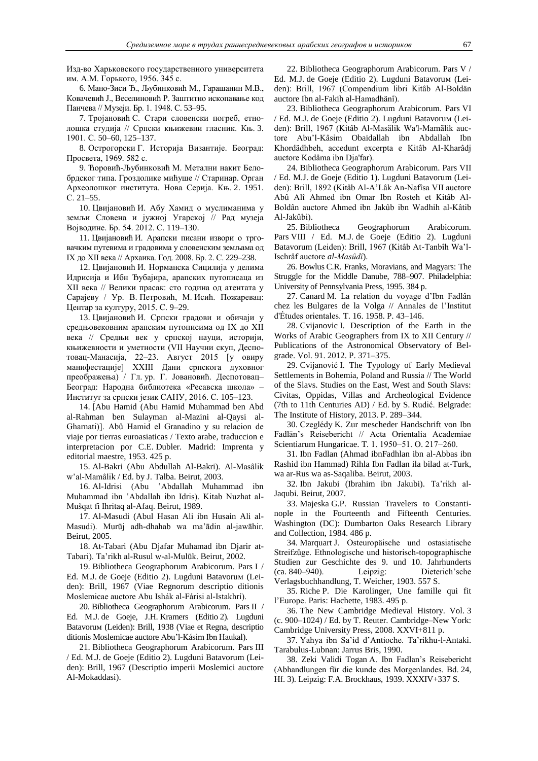Изд-во Харьковского государственного университета им. А.М. Горького, 1956. 345 с.

6. Мано-Зиси Ђ., Љубинковић М., Гарашанин М.В., Ковачевић J., Веселиновић Р. Заштитно ископавање код Панчева // Музеји. Бр. 1. 1948. С. 53–95.

7. Тројановић С. Стари словенски погреб, етнолошка студија // Српски књижевни гласник. Књ. 3. 1901. С. 50–60, 125–137.

8. Острогорски Г. Историја Византије. Београд: Просвета, 1969. 582 с.

9. Ђоровић-Љубинковић М. Метални накит Белобрдског типа. Гроздолике минђуше // Старинар. Орган Археолошког института. Нова Серија. Књ. 2. 1951. С. 21–55.

10. Цвијановић И. Абу Хамид о муслиманима у земљи Словена и јужној Угарској // Рад музеја Војводине. Бр. 54. 2012. С. 119–130.

11. Цвијановић И. Арапски писани извори о трговачким путевима и градовима у словенским земљама од IX до XII века // Археика. Год. 2008. Бр. 2. С. 229–238.

12. Цвијановић И. Норманска Сицилија у делима Идрисија и Ибн Ђубајира, арапских путописаца из XII века // Велики прасак: сто година од атентата у Сарајеву / Ур. В. Петровић, М. Исић. Пожаревац: Центар за културу, 2015. С. 9–29.

13. Цвијановић И. Српски градови и обичаји у средњовековним арапским путописима од IX до XII века // Средњи век у српској науци, историји, књижевности и уметности (VII Научни скуп, Деспотовац-Манасија, 22–23. Август 2015 [у овиру манифестације] XXIII Дани српскога духовног преображења) / Гл. ур. Г. Јовановић. Деспотовац–Београд: Народна библиотека «Ресавска школа» – Институт за српски језик САНУ, 2016. С. 105–123.

14. [Abu Hamid (Abu Hamid Muhammad ben Abd al-Rahman ben Sulayman al-Mazini al-Qaysi al-Gharnati)]. Abû Hamid el Granadino y su relacion de viaje por tierras euroasiaticas / Texto arabe, traduccion e interpretacion por C.E. Dubler. Madrid: Imprenta y editorial maestre, 1953. 425 p.

15. Al-Bakri (Abu Abdullah Al-Bakri). Al-Masâlik w'al-Mamâlik / Ed. by J. Talba. Beirut, 2003.

16. Al-Idrisi (Abu ʻAbdallah Muhammad ibn Muhammad ibn ʻAbdallah ibn Idris). Kitab Nuzhat al-Mušqat fi Ihritaq al-Afaq. Beirut, 1989.

17. Al-Masudi (Abul Hasan Ali ibn Husain Ali al-Masudi). Murūj adh-dhahab wa ma'ādin al-jawāhir. Beirut, 2005.

18. At-Tabari (Abu Djafar Muhamad ibn Djarir at-Tabari). Ta'rikh al-Rusul w-al-Mulūk. Beirut, 2002.

19. Bibliotheca Geographorum Arabicorum. Pars I / Ed. M.J. de Goeje (Editio 2). Lugduni Batavorum (Leiden): Brill, 1967 (Viae Regnorum descriptio ditionis Moslemicae auctore Abu Ishák al-Fárisi al-Istakhrí).

20. Bibliotheca Geographorum Arabicorum. Pars II / Ed. M.J. de Goeje, J.H. Kramers (Editio 2). Lugduni Batavorum (Leiden): Brill, 1938 (Viae et Regna, descriptio ditionis Moslemicae auctore Abu'l-Kásim Ibn Haukal).

21. Bibliotheca Geographorum Arabicorum. Pars III / Ed. M.J. de Goeje (Editio 2). Lugduni Batavorum (Leiden): Brill, 1967 (Descriptio imperii Moslemici auctore Al-Mokaddasi).

22. Bibliotheca Geographorum Arabicorum. Pars V / Ed. M.J. de Goeje (Editio 2). Lugduni Batavorum (Leiden): Brill, 1967 (Compendium libri Kitâb Al-Boldän auctore Ibn al-Fakih al-Hamadhänî).

23. Bibliotheca Geographorum Arabicorum. Pars VI / Ed. M.J. de Goeje (Editio 2). Lugduni Batavorum (Leiden): Brill, 1967 (Kitâb Al-Masälik Wa'l-Mamãlik auctore Abu'l-Kâsim Obaidallah ibn Abdallah Ibn Khordädhbeh, accedunt excerpta e Kitâb Al-Kharâdj auctore Kodâma ibn Dja'far).

24. Bibliotheca Geographorum Arabicorum. Pars VII / Ed. M.J. de Goeje (Editio 1). Lugduni Batavorum (Leiden): Brill, 1892 (Kitâb Al-A'Lâk An-Nafîsa VII auctore Abû Alî Ahmed ibn Omar Ibn Rosteh et Kitâb Al-Boldân auctore Ahmed ibn Jakûb ibn Wadhih al-Kâtib Al-Jakûbi).

25. Bibliotheca Geographorum Arabicorum. Pars VIII / Ed. M.J. de Goeje (Editio 2). Lugduni Batavorum (Leiden): Brill, 1967 (Kitâb At-Tanbîh Wa'l-Ischrâf auctore *al-Masûdî*).

26. Bowlus C.R. Franks, Moravians, and Magyars: The Struggle for the Middle Danube, 788–907. Philadelphia: University of Pennsylvania Press, 1995. 384 p.

27. Canard M. La relation du voyage d'Ibn Fadlân chez les Bulgares de la Volga // Annales de l'Institut d'Études orientales. T. 16. 1958. P. 43–146.

28. Cvijanovic I. Description of the Earth in the Works of Arabic Geographers from IX to XII Century // Publications of the Astronomical Observatory of Belgrade. Vol. 91. 2012. P. 371–375.

29. Cvijanović I. The Typology of Early Medieval Settlements in Bohemia, Poland and Russia // The World of the Slavs. Studies on the East, West and South Slavs: Civitas, Oppidas, Villas and Archeological Evidence (7th to 11th Centuries AD) / Ed. by S. Rudić. Belgrade: The Institute of History, 2013. P. 289–344.

30. Czeglédy K. Zur mescheder Handschrift von Ibn Fadlān's Reisebericht // Acta Orientalia Academiae Scientiarum Hungaricae. T. 1. 1950−51. O. 217−260.

31. Ibn Fadlan (Ahmad ibnFadhlan ibn al-Abbas ibn Rashid ibn Hammad) Rihla Ibn Fadlan ila bilad at-Turk, wa ar-Rus wa as-Saqaliba. Beirut, 2003.

32. Ibn Jakubi (Ibrahim ibn Jakubi). Ta'rikh al-Jaqubi. Beirut, 2007.

33. Majeska G.P. Russian Travelers to Constantinople in the Fourteenth and Fifteenth Centuries. Washington (DC): Dumbarton Oaks Research Library and Collection, 1984. 486 p.

34. Marquart J. Osteuropäische und ostasiatische Streifzüge. Ethnologische und historisch-topographische Studien zur Geschichte des 9. und 10. Jahrhunderts (ca. 840–940). Leipzig: Dieterich'sche Verlagsbuchhandlung, T. Weicher, 1903. 557 S.

35. Riche P. Die Karolinger, Une famille qui fit l'Europe. Paris: Hachette, 1983. 495 p.

36. The New Cambridge Medieval History. Vol. 3 (c. 900–1024) / Ed. by T. Reuter. Cambridge–New York: Cambridge University Press, 2008. XXVI+811 p.

37. Yahya ibn Sa'id d'Antioche. Ta'rikhu-l-Antaki. Tarabulus-Lubnan: Jarrus Bris, 1990.

38. Zeki Validi Togan A. Ibn Fadlan's Reisebericht (Abhandlungen für die kunde des Morgenlandes. Bd. 24, Hf. 3). Leipzig: F.A. Brockhaus, 1939. XXXIV+337 S.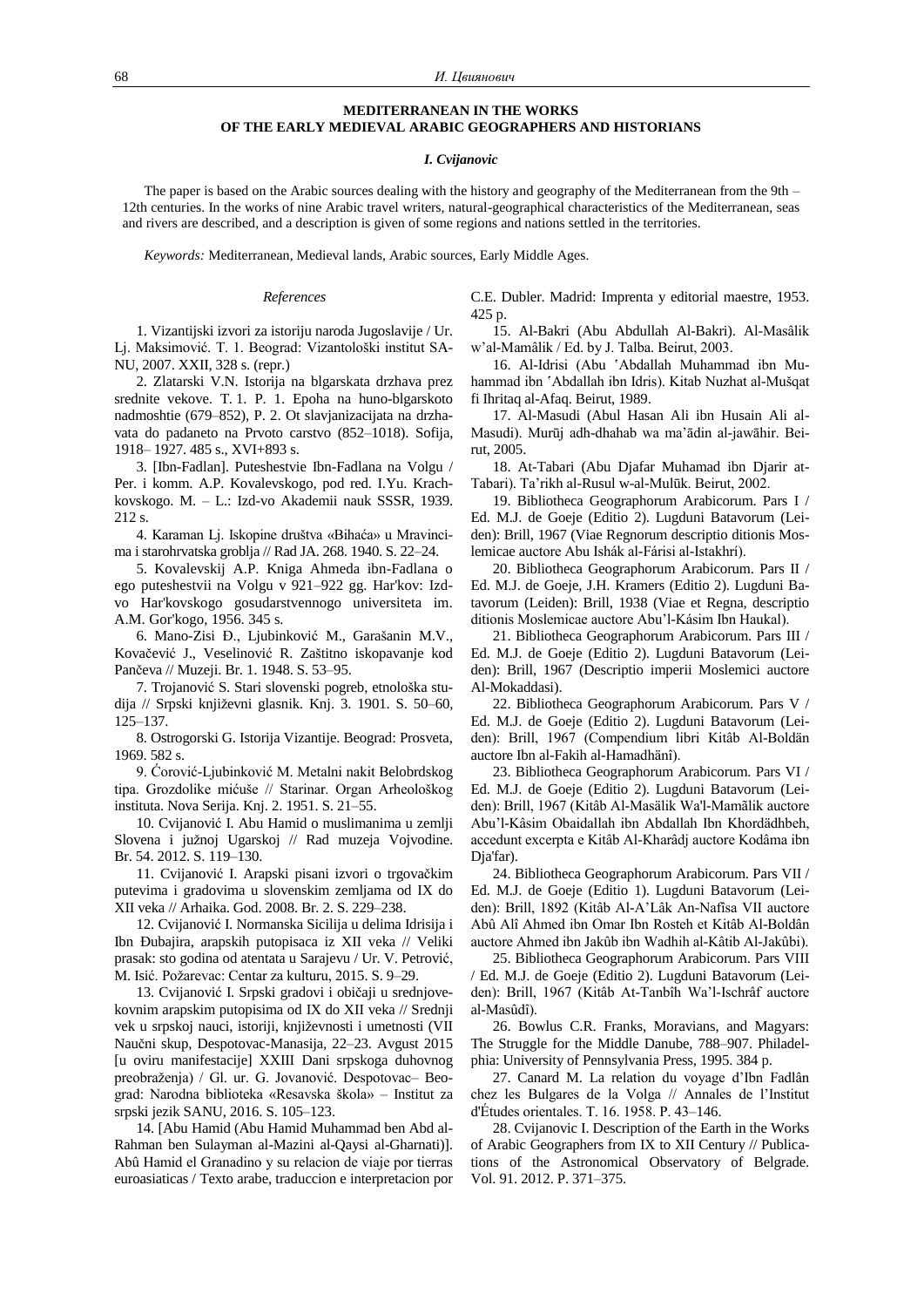## MEDITERRANEAN IN THE WORKS OF THE EARLY MEDIEVAL ARABIC GEOGRAPHERS AND HISTORIANS

***I. Cvijanovic***

The paper is based on the Arabic sources dealing with the history and geography of the Mediterranean from the 9th – 12th centuries. In the works of nine Arabic travel writers, natural-geographical characteristics of the Mediterranean, seas and rivers are described, and a description is given of some regions and nations settled in the territories.

*Keywords:* Mediterranean, Medieval lands, Arabic sources, Early Middle Ages.

*References*

1. Vizantijski izvori za istoriju naroda Jugoslavije / Ur. Lj. Maksimović. T. 1. Beograd: Vizantološki institut SANU, 2007. XXII, 328 s. (repr.)

2. Zlatarski V.N. Istorija na blgarskata drzhava prez srednite vekove. T. 1. P. 1. Epoha na huno-blgarskoto nadmoshtie (679–852), P. 2. Ot slavjanizacijata na drzhavata do padaneto na Prvoto carstvo (852–1018). Sofija, 1918– 1927. 485 s., XVI+893 s.

3. [Ibn-Fadlan]. Puteshestvie Ibn-Fadlana na Volgu / Per. i komm. A.P. Kovalevskogo, pod red. I.Yu. Krachkovskogo. M. – L.: Izd-vo Akademii nauk SSSR, 1939. 212 s.

4. Karaman Lj. Iskopine društva «Bihaća» u Mravincima i starohrvatska groblja // Rad JA. 268. 1940. S. 22–24.

5. Kovalevskij A.P. Kniga Ahmeda ibn-Fadlana o ego puteshestvii na Volgu v 921–922 gg. Har'kov: Izdvo Har'kovskogo gosudarstvennogo universiteta im. A.M. Gor'kogo, 1956. 345 s.

6. Mano-Zisi Đ., Ljubinković M., Garašanin M.V., Kovačević J., Veselinović R. Zaštitno iskopavanje kod Pančeva // Muzeji. Br. 1. 1948. S. 53–95.

7. Trojanović S. Stari slovenski pogreb, etnološka studija // Srpski književni glasnik. Knj. 3. 1901. S. 50–60, 125–137.

8. Ostrogorski G. Istorija Vizantije. Beograd: Prosveta, 1969. 582 s.

9. Ćorović-Ljubinković M. Metalni nakit Belobrdskog tipa. Grozdolike mićuše // Starinar. Organ Arheološkog instituta. Nova Serija. Knj. 2. 1951. S. 21–55.

10. Cvijanović I. Abu Hamid o muslimanima u zemlji Slovena i južnoj Ugarskoj // Rad muzeja Vojvodine. Br. 54. 2012. S. 119–130.

11. Cvijanović I. Arapski pisani izvori o trgovačkim putevima i gradovima u slovenskim zemljama od IX do XII veka // Arhaika. God. 2008. Br. 2. S. 229–238.

12. Cvijanović I. Normanska Sicilija u delima Idrisija i Ibn Đubajira, arapskih putopisaca iz XII veka // Veliki prasak: sto godina od atentata u Sarajevu / Ur. V. Petrović, M. Isić. Požarevac: Centar za kulturu, 2015. S. 9–29.

13. Cvijanović I. Srpski gradovi i običaji u srednjovekovnim arapskim putopisima od IX do XII veka // Srednji vek u srpskoj nauci, istoriji, književnosti i umetnosti (VII Naučni skup, Despotovac-Manasija, 22–23. Avgust 2015 [u oviru manifestacije] XXIII Dani srpskoga duhovnog preobraženja) / Gl. ur. G. Jovanović. Despotovac– Beograd: Narodna biblioteka «Resavska škola» – Institut za srpski jezik SANU, 2016. S. 105–123.

14. [Abu Hamid (Abu Hamid Muhammad ben Abd al-Rahman ben Sulayman al-Mazini al-Qaysi al-Gharnati)]. Abû Hamid el Granadino y su relacion de viaje por tierras euroasiaticas / Texto arabe, traduccion e interpretacion por C.E. Dubler. Madrid: Imprenta y editorial maestre, 1953. 425 p.

15. Al-Bakri (Abu Abdullah Al-Bakri). Al-Masâlik w'al-Mamâlik / Ed. by J. Talba. Beirut, 2003.

16. Al-Idrisi (Abu ʽAbdallah Muhammad ibn Muhammad ibn ʽAbdallah ibn Idris). Kitab Nuzhat al-Mušqat fi Ihritaq al-Afaq. Beirut, 1989.

17. Al-Masudi (Abul Hasan Ali ibn Husain Ali al-Masudi). Murūj adh-dhahab wa ma'ādin al-jawāhir. Beirut, 2005.

18. At-Tabari (Abu Djafar Muhamad ibn Djarir at-Tabari). Ta'rikh al-Rusul w-al-Mulūk. Beirut, 2002.

19. Bibliotheca Geographorum Arabicorum. Pars I / Ed. M.J. de Goeje (Editio 2). Lugduni Batavorum (Leiden): Brill, 1967 (Viae Regnorum descriptio ditionis Moslemicae auctore Abu Ishák al-Fárisi al-Istakhrí).

20. Bibliotheca Geographorum Arabicorum. Pars II / Ed. M.J. de Goeje, J.H. Kramers (Editio 2). Lugduni Batavorum (Leiden): Brill, 1938 (Viae et Regna, descriptio ditionis Moslemicae auctore Abu'l-Kásim Ibn Haukal).

21. Bibliotheca Geographorum Arabicorum. Pars III / Ed. M.J. de Goeje (Editio 2). Lugduni Batavorum (Leiden): Brill, 1967 (Descriptio imperii Moslemici auctore Al-Mokaddasi).

22. Bibliotheca Geographorum Arabicorum. Pars V / Ed. M.J. de Goeje (Editio 2). Lugduni Batavorum (Leiden): Brill, 1967 (Compendium libri Kitâb Al-Boldân auctore Ibn al-Fakih al-Hamadhânî).

23. Bibliotheca Geographorum Arabicorum. Pars VI / Ed. M.J. de Goeje (Editio 2). Lugduni Batavorum (Leiden): Brill, 1967 (Kitâb Al-Masâlik Wa'l-Mamâlik auctore Abu'l-Kâsim Obaidallah ibn Abdallah Ibn Khordâdhbeh, accedunt excerpta e Kitâb Al-Kharâdj auctore Kodâma ibn Dja'far).

24. Bibliotheca Geographorum Arabicorum. Pars VII / Ed. M.J. de Goeje (Editio 1). Lugduni Batavorum (Leiden): Brill, 1892 (Kitâb Al-A'Lâk An-Nafîsa VII auctore Abû Alî Ahmed ibn Omar Ibn Rosteh et Kitâb Al-Boldân auctore Ahmed ibn Jakûb ibn Wadhih al-Kâtib Al-Jakûbi).

25. Bibliotheca Geographorum Arabicorum. Pars VIII / Ed. M.J. de Goeje (Editio 2). Lugduni Batavorum (Leiden): Brill, 1967 (Kitâb At-Tanbîh Wa'l-Ischrâf auctore al-Masûdî).

26. Bowlus C.R. Franks, Moravians, and Magyars: The Struggle for the Middle Danube, 788–907. Philadelphia: University of Pennsylvania Press, 1995. 384 p.

27. Canard M. La relation du voyage d'Ibn Fadlân chez les Bulgares de la Volga // Annales de l'Institut d'Études orientales. T. 16. 1958. P. 43–146.

28. Cvijanovic I. Description of the Earth in the Works of Arabic Geographers from IX to XII Century // Publications of the Astronomical Observatory of Belgrade. Vol. 91. 2012. P. 371–375.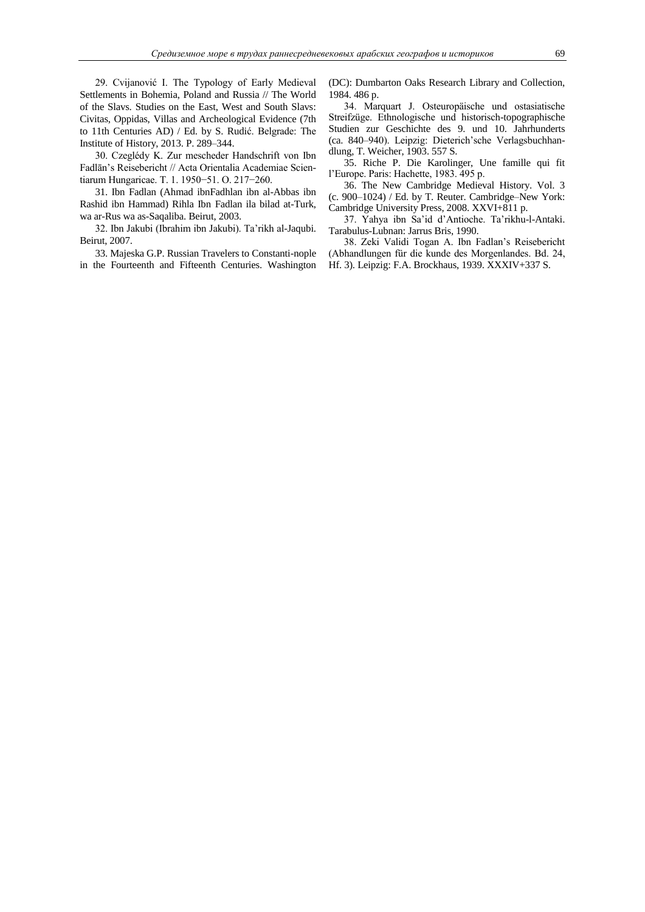29. Cvijanović I. The Typology of Early Medieval Settlements in Bohemia, Poland and Russia // The World of the Slavs. Studies on the East, West and South Slavs: Civitas, Oppidas, Villas and Archeological Evidence (7th to 11th Centuries AD) / Ed. by S. Rudić. Belgrade: The Institute of History, 2013. P. 289–344.

30. Czeglédy K. Zur mescheder Handschrift von Ibn Fadlān's Reisebericht // Acta Orientalia Academiae Scientiarum Hungaricae. T. 1. 1950−51. O. 217−260.

31. Ibn Fadlan (Ahmad ibnFadhlan ibn al-Abbas ibn Rashid ibn Hammad) Rihla Ibn Fadlan ila bilad at-Turk, wa ar-Rus wa as-Saqaliba. Beirut, 2003.

32. Ibn Jakubi (Ibrahim ibn Jakubi). Ta'rikh al-Jaqubi. Beirut, 2007.

33. Majeska G.P. Russian Travelers to Constanti-nople in the Fourteenth and Fifteenth Centuries. Washington (DC): Dumbarton Oaks Research Library and Collection, 1984. 486 p.

34. Marquart J. Osteuropäische und ostasiatische Streifzüge. Ethnologische und historisch-topographische Studien zur Geschichte des 9. und 10. Jahrhunderts (ca. 840–940). Leipzig: Dieterich'sche Verlagsbuchhandlung, T. Weicher, 1903. 557 S.

35. Riche P. Die Karolinger, Une famille qui fit l'Europe. Paris: Hachette, 1983. 495 p.

36. The New Cambridge Medieval History. Vol. 3 (c. 900–1024) / Ed. by T. Reuter. Cambridge–New York: Cambridge University Press, 2008. XXVI+811 p.

37. Yahya ibn Sa'id d'Antioche. Ta'rikhu-l-Antaki. Tarabulus-Lubnan: Jarrus Bris, 1990.

38. Zeki Validi Togan A. Ibn Fadlan's Reisebericht (Abhandlungen für die kunde des Morgenlandes. Bd. 24, Hf. 3). Leipzig: F.A. Brockhaus, 1939. XXXIV+337 S.